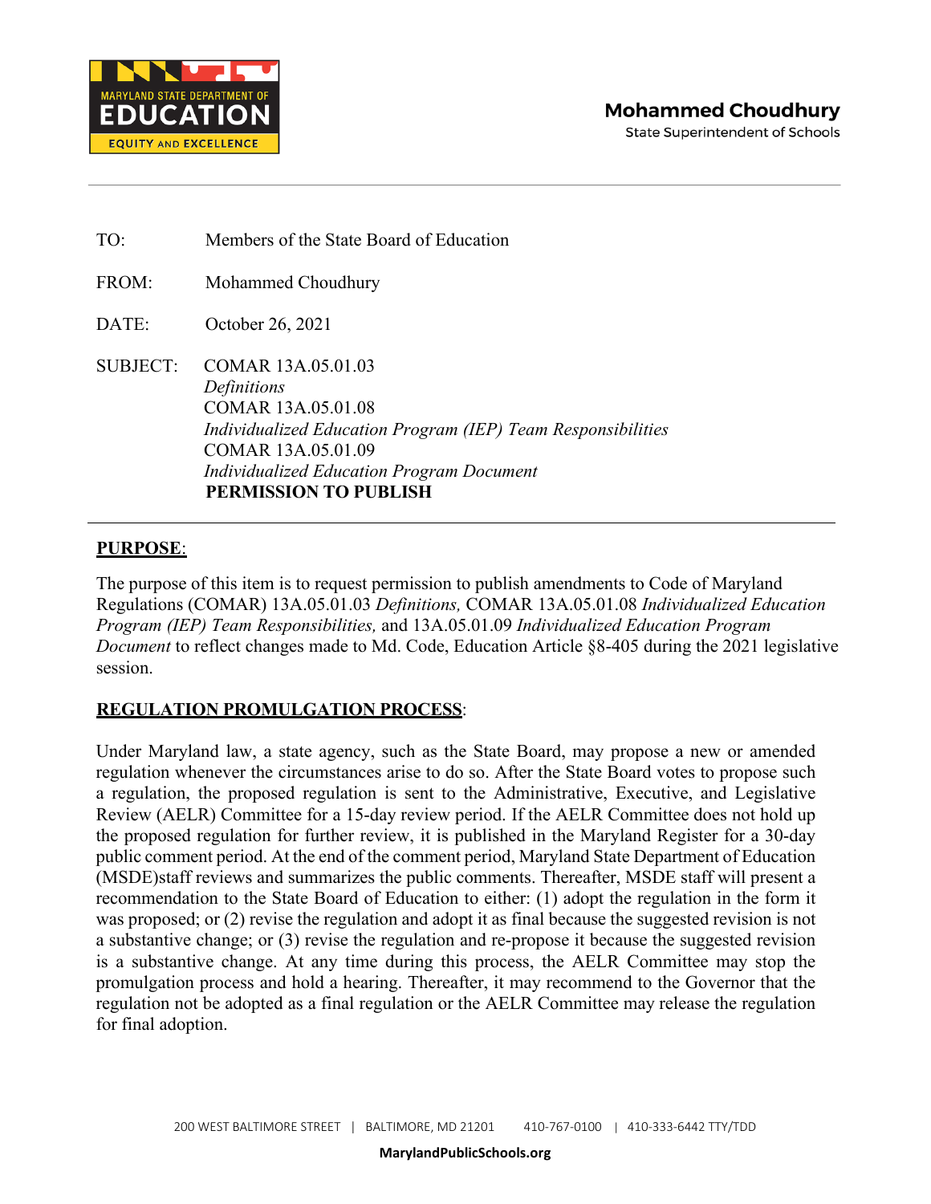MARYLAND STATE DEPARTMENT OF EDUCATION

EQUITY AND EXCELLENCE

**Mohammed Choudhury**
State Superintendent of Schools

---

TO: Members of the State Board of Education

FROM: Mohammed Choudhury

DATE: October 26, 2021

SUBJECT: COMAR 13A.05.01.03
*Definitions*
COMAR 13A.05.01.08
*Individualized Education Program (IEP) Team Responsibilities*
COMAR 13A.05.01.09
*Individualized Education Program Document*
**PERMISSION TO PUBLISH**

---

**PURPOSE**:

The purpose of this item is to request permission to publish amendments to Code of Maryland Regulations (COMAR) 13A.05.01.03 *Definitions,* COMAR 13A.05.01.08 *Individualized Education Program (IEP) Team Responsibilities,* and 13A.05.01.09 *Individualized Education Program Document* to reflect changes made to Md. Code, Education Article §8-405 during the 2021 legislative session.

**REGULATION PROMULGATION PROCESS**:

Under Maryland law, a state agency, such as the State Board, may propose a new or amended regulation whenever the circumstances arise to do so. After the State Board votes to propose such a regulation, the proposed regulation is sent to the Administrative, Executive, and Legislative Review (AELR) Committee for a 15-day review period. If the AELR Committee does not hold up the proposed regulation for further review, it is published in the Maryland Register for a 30-day public comment period. At the end of the comment period, Maryland State Department of Education (MSDE)staff reviews and summarizes the public comments. Thereafter, MSDE staff will present a recommendation to the State Board of Education to either: (1) adopt the regulation in the form it was proposed; or (2) revise the regulation and adopt it as final because the suggested revision is not a substantive change; or (3) revise the regulation and re-propose it because the suggested revision is a substantive change. At any time during this process, the AELR Committee may stop the promulgation process and hold a hearing. Thereafter, it may recommend to the Governor that the regulation not be adopted as a final regulation or the AELR Committee may release the regulation for final adoption.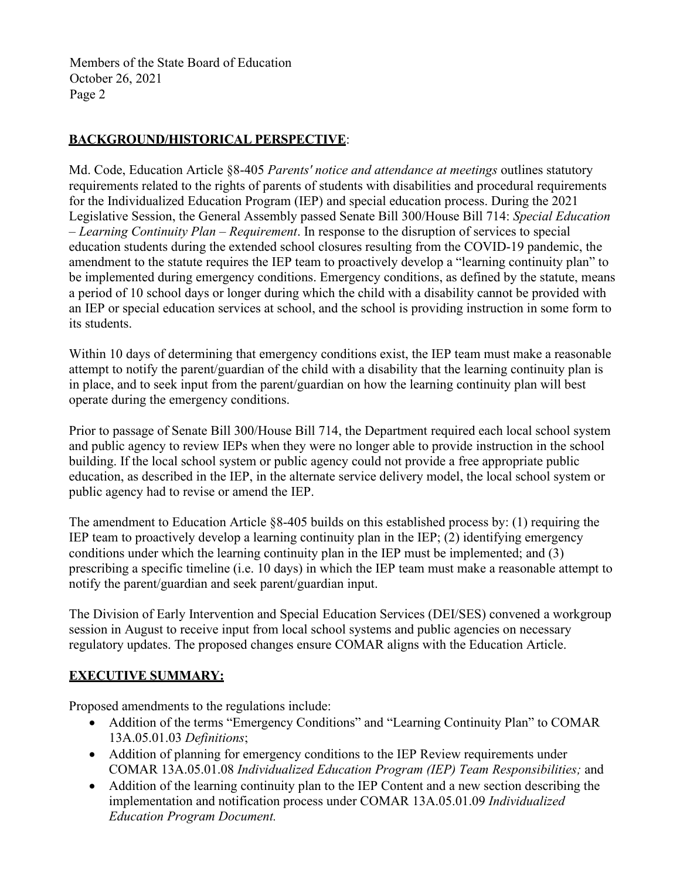## BACKGROUND/HISTORICAL PERSPECTIVE:

Md. Code, Education Article §8-405 *Parents' notice and attendance at meetings* outlines statutory requirements related to the rights of parents of students with disabilities and procedural requirements for the Individualized Education Program (IEP) and special education process. During the 2021 Legislative Session, the General Assembly passed Senate Bill 300/House Bill 714: *Special Education – Learning Continuity Plan – Requirement*. In response to the disruption of services to special education students during the extended school closures resulting from the COVID-19 pandemic, the amendment to the statute requires the IEP team to proactively develop a "learning continuity plan" to be implemented during emergency conditions. Emergency conditions, as defined by the statute, means a period of 10 school days or longer during which the child with a disability cannot be provided with an IEP or special education services at school, and the school is providing instruction in some form to its students.

Within 10 days of determining that emergency conditions exist, the IEP team must make a reasonable attempt to notify the parent/guardian of the child with a disability that the learning continuity plan is in place, and to seek input from the parent/guardian on how the learning continuity plan will best operate during the emergency conditions.

Prior to passage of Senate Bill 300/House Bill 714, the Department required each local school system and public agency to review IEPs when they were no longer able to provide instruction in the school building. If the local school system or public agency could not provide a free appropriate public education, as described in the IEP, in the alternate service delivery model, the local school system or public agency had to revise or amend the IEP.

The amendment to Education Article §8-405 builds on this established process by: (1) requiring the IEP team to proactively develop a learning continuity plan in the IEP; (2) identifying emergency conditions under which the learning continuity plan in the IEP must be implemented; and (3) prescribing a specific timeline (i.e. 10 days) in which the IEP team must make a reasonable attempt to notify the parent/guardian and seek parent/guardian input.

The Division of Early Intervention and Special Education Services (DEI/SES) convened a workgroup session in August to receive input from local school systems and public agencies on necessary regulatory updates. The proposed changes ensure COMAR aligns with the Education Article.

## EXECUTIVE SUMMARY:

Proposed amendments to the regulations include:

- Addition of the terms "Emergency Conditions" and "Learning Continuity Plan" to COMAR 13A.05.01.03 *Definitions*;
- Addition of planning for emergency conditions to the IEP Review requirements under COMAR 13A.05.01.08 *Individualized Education Program (IEP) Team Responsibilities;* and
- Addition of the learning continuity plan to the IEP Content and a new section describing the implementation and notification process under COMAR 13A.05.01.09 *Individualized Education Program Document.*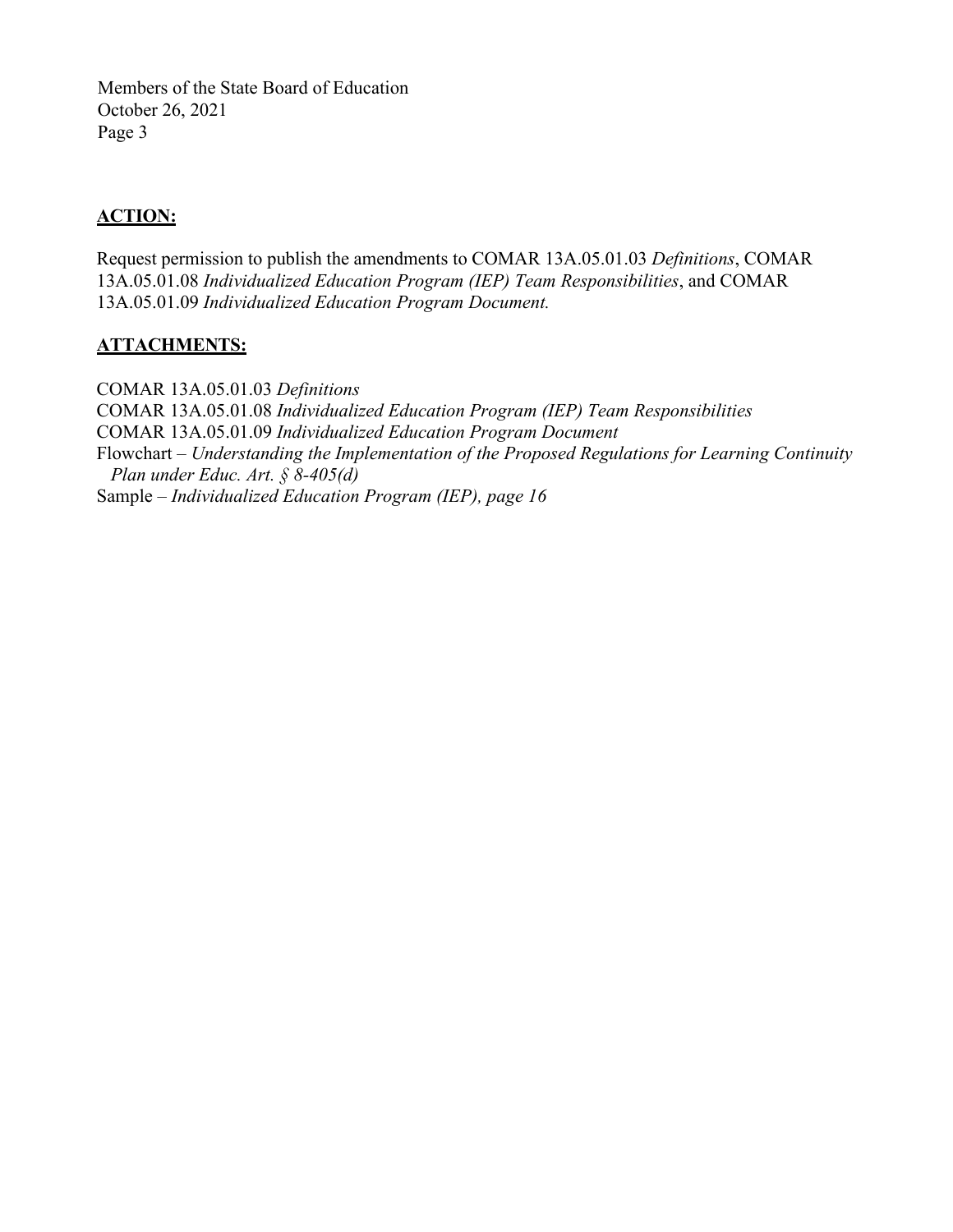**ACTION:**

Request permission to publish the amendments to COMAR 13A.05.01.03 *Definitions*, COMAR 13A.05.01.08 *Individualized Education Program (IEP) Team Responsibilities*, and COMAR 13A.05.01.09 *Individualized Education Program Document.*

**ATTACHMENTS:**

COMAR 13A.05.01.03 *Definitions*
COMAR 13A.05.01.08 *Individualized Education Program (IEP) Team Responsibilities*
COMAR 13A.05.01.09 *Individualized Education Program Document*
Flowchart – *Understanding the Implementation of the Proposed Regulations for Learning Continuity Plan under Educ. Art. § 8-405(d)*
Sample – *Individualized Education Program (IEP), page 16*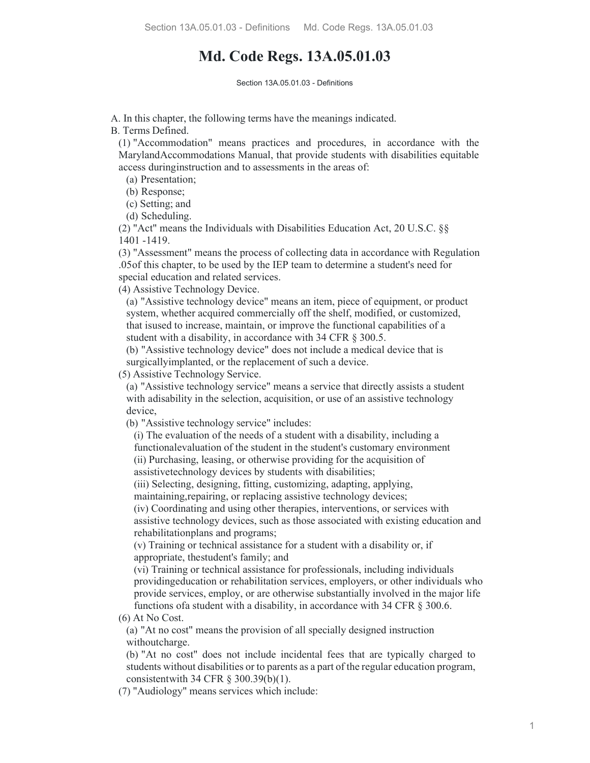# Md. Code Regs. 13A.05.01.03

Section 13A.05.01.03 - Definitions

A. In this chapter, the following terms have the meanings indicated.

B. Terms Defined.

(1) "Accommodation" means practices and procedures, in accordance with the MarylandAccommodations Manual, that provide students with disabilities equitable access duringinstruction and to assessments in the areas of:

(a) Presentation;

(b) Response;

(c) Setting; and

(d) Scheduling.

(2) "Act" means the Individuals with Disabilities Education Act, 20 U.S.C. §§ 1401 -1419.

(3) "Assessment" means the process of collecting data in accordance with Regulation .05of this chapter, to be used by the IEP team to determine a student's need for special education and related services.

(4) Assistive Technology Device.

(a) "Assistive technology device" means an item, piece of equipment, or product system, whether acquired commercially off the shelf, modified, or customized, that isused to increase, maintain, or improve the functional capabilities of a student with a disability, in accordance with 34 CFR § 300.5.

(b) "Assistive technology device" does not include a medical device that is surgicallyimplanted, or the replacement of such a device.

(5) Assistive Technology Service.

(a) "Assistive technology service" means a service that directly assists a student with adisability in the selection, acquisition, or use of an assistive technology device,

(b) "Assistive technology service" includes:

(i) The evaluation of the needs of a student with a disability, including a functionalevaluation of the student in the student's customary environment

(ii) Purchasing, leasing, or otherwise providing for the acquisition of assistivetechnology devices by students with disabilities;

(iii) Selecting, designing, fitting, customizing, adapting, applying, maintaining,repairing, or replacing assistive technology devices;

(iv) Coordinating and using other therapies, interventions, or services with assistive technology devices, such as those associated with existing education and rehabilitationplans and programs;

(v) Training or technical assistance for a student with a disability or, if appropriate, thestudent's family; and

(vi) Training or technical assistance for professionals, including individuals providingeducation or rehabilitation services, employers, or other individuals who provide services, employ, or are otherwise substantially involved in the major life functions ofa student with a disability, in accordance with 34 CFR § 300.6.

(6) At No Cost.

(a) "At no cost" means the provision of all specially designed instruction withoutcharge.

(b) "At no cost" does not include incidental fees that are typically charged to students without disabilities or to parents as a part of the regular education program, consistentwith 34 CFR § 300.39(b)(1).

(7) "Audiology" means services which include: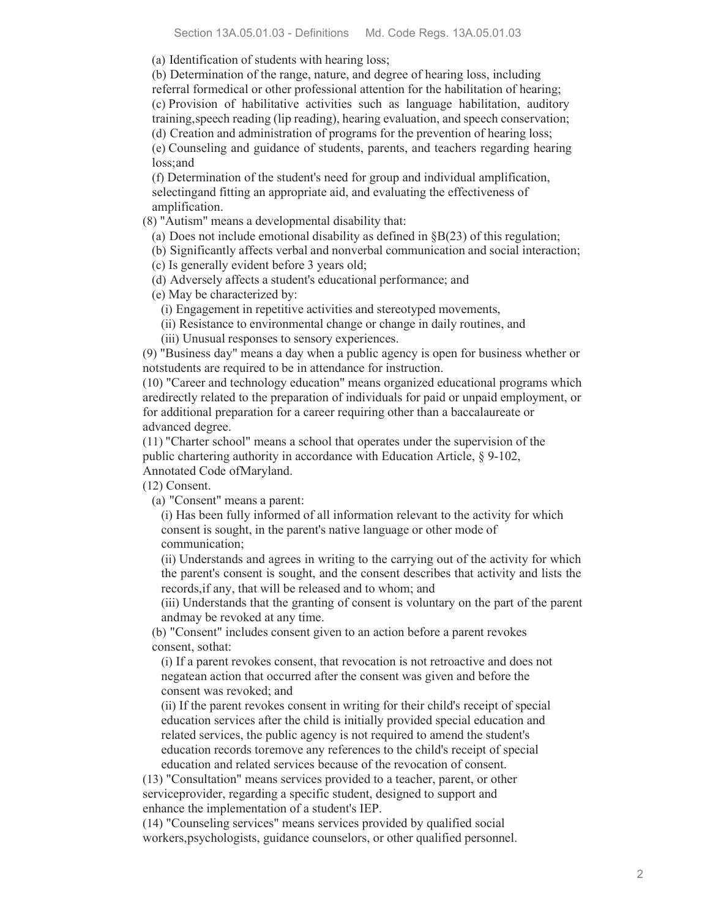(a) Identification of students with hearing loss;

(b) Determination of the range, nature, and degree of hearing loss, including referral formedical or other professional attention for the habilitation of hearing;

(c) Provision of habilitative activities such as language habilitation, auditory training,speech reading (lip reading), hearing evaluation, and speech conservation;

(d) Creation and administration of programs for the prevention of hearing loss;

(e) Counseling and guidance of students, parents, and teachers regarding hearing loss;and

(f) Determination of the student's need for group and individual amplification, selectingand fitting an appropriate aid, and evaluating the effectiveness of amplification.

(8) "Autism" means a developmental disability that:

(a) Does not include emotional disability as defined in §B(23) of this regulation;

(b) Significantly affects verbal and nonverbal communication and social interaction;

(c) Is generally evident before 3 years old;

(d) Adversely affects a student's educational performance; and

(e) May be characterized by:

(i) Engagement in repetitive activities and stereotyped movements,

(ii) Resistance to environmental change or change in daily routines, and

(iii) Unusual responses to sensory experiences.

(9) "Business day" means a day when a public agency is open for business whether or notstudents are required to be in attendance for instruction.

(10) "Career and technology education" means organized educational programs which aredirectly related to the preparation of individuals for paid or unpaid employment, or for additional preparation for a career requiring other than a baccalaureate or advanced degree.

(11) "Charter school" means a school that operates under the supervision of the public chartering authority in accordance with Education Article, § 9-102, Annotated Code ofMaryland.

(12) Consent.

(a) "Consent" means a parent:

(i) Has been fully informed of all information relevant to the activity for which consent is sought, in the parent's native language or other mode of communication;

(ii) Understands and agrees in writing to the carrying out of the activity for which the parent's consent is sought, and the consent describes that activity and lists the records,if any, that will be released and to whom; and

(iii) Understands that the granting of consent is voluntary on the part of the parent andmay be revoked at any time.

(b) "Consent" includes consent given to an action before a parent revokes consent, sothat:

(i) If a parent revokes consent, that revocation is not retroactive and does not negatean action that occurred after the consent was given and before the consent was revoked; and

(ii) If the parent revokes consent in writing for their child's receipt of special education services after the child is initially provided special education and related services, the public agency is not required to amend the student's education records toremove any references to the child's receipt of special education and related services because of the revocation of consent.

(13) "Consultation" means services provided to a teacher, parent, or other serviceprovider, regarding a specific student, designed to support and enhance the implementation of a student's IEP.

(14) "Counseling services" means services provided by qualified social workers,psychologists, guidance counselors, or other qualified personnel.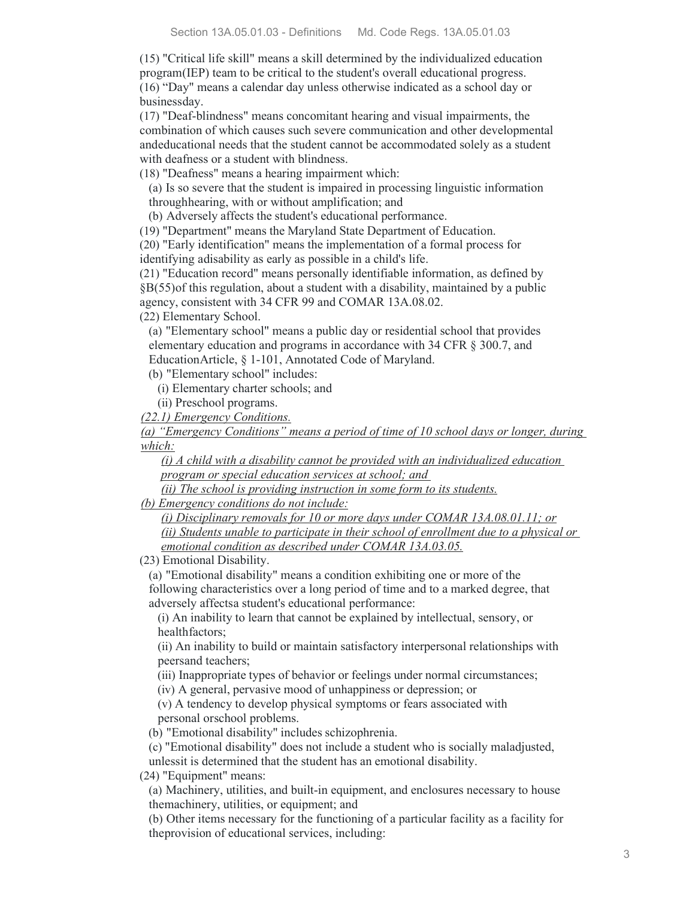(15) "Critical life skill" means a skill determined by the individualized education program(IEP) team to be critical to the student's overall educational progress.

(16) "Day" means a calendar day unless otherwise indicated as a school day or businessday.

(17) "Deaf-blindness" means concomitant hearing and visual impairments, the combination of which causes such severe communication and other developmental andeducational needs that the student cannot be accommodated solely as a student with deafness or a student with blindness.

(18) "Deafness" means a hearing impairment which:

(a) Is so severe that the student is impaired in processing linguistic information throughhearing, with or without amplification; and

(b) Adversely affects the student's educational performance.

(19) "Department" means the Maryland State Department of Education.

(20) "Early identification" means the implementation of a formal process for identifying adisability as early as possible in a child's life.

(21) "Education record" means personally identifiable information, as defined by §B(55)of this regulation, about a student with a disability, maintained by a public agency, consistent with 34 CFR 99 and COMAR 13A.08.02.

(22) Elementary School.

(a) "Elementary school" means a public day or residential school that provides elementary education and programs in accordance with 34 CFR § 300.7, and EducationArticle, § 1-101, Annotated Code of Maryland.

(b) "Elementary school" includes:

(i) Elementary charter schools; and

(ii) Preschool programs.

*(22.1) Emergency Conditions.*

*(a) "Emergency Conditions" means a period of time of 10 school days or longer, during which:*

*(i) A child with a disability cannot be provided with an individualized education program or special education services at school; and*

*(ii) The school is providing instruction in some form to its students.*

*(b) Emergency conditions do not include:*

*(i) Disciplinary removals for 10 or more days under COMAR 13A.08.01.11; or*

*(ii) Students unable to participate in their school of enrollment due to a physical or emotional condition as described under COMAR 13A.03.05.*

(23) Emotional Disability.

(a) "Emotional disability" means a condition exhibiting one or more of the following characteristics over a long period of time and to a marked degree, that adversely affectsa student's educational performance:

(i) An inability to learn that cannot be explained by intellectual, sensory, or healthfactors;

(ii) An inability to build or maintain satisfactory interpersonal relationships with peersand teachers;

(iii) Inappropriate types of behavior or feelings under normal circumstances;

(iv) A general, pervasive mood of unhappiness or depression; or

(v) A tendency to develop physical symptoms or fears associated with personal orschool problems.

(b) "Emotional disability" includes schizophrenia.

(c) "Emotional disability" does not include a student who is socially maladjusted, unlessit is determined that the student has an emotional disability.

(24) "Equipment" means:

(a) Machinery, utilities, and built-in equipment, and enclosures necessary to house themachinery, utilities, or equipment; and

(b) Other items necessary for the functioning of a particular facility as a facility for theprovision of educational services, including: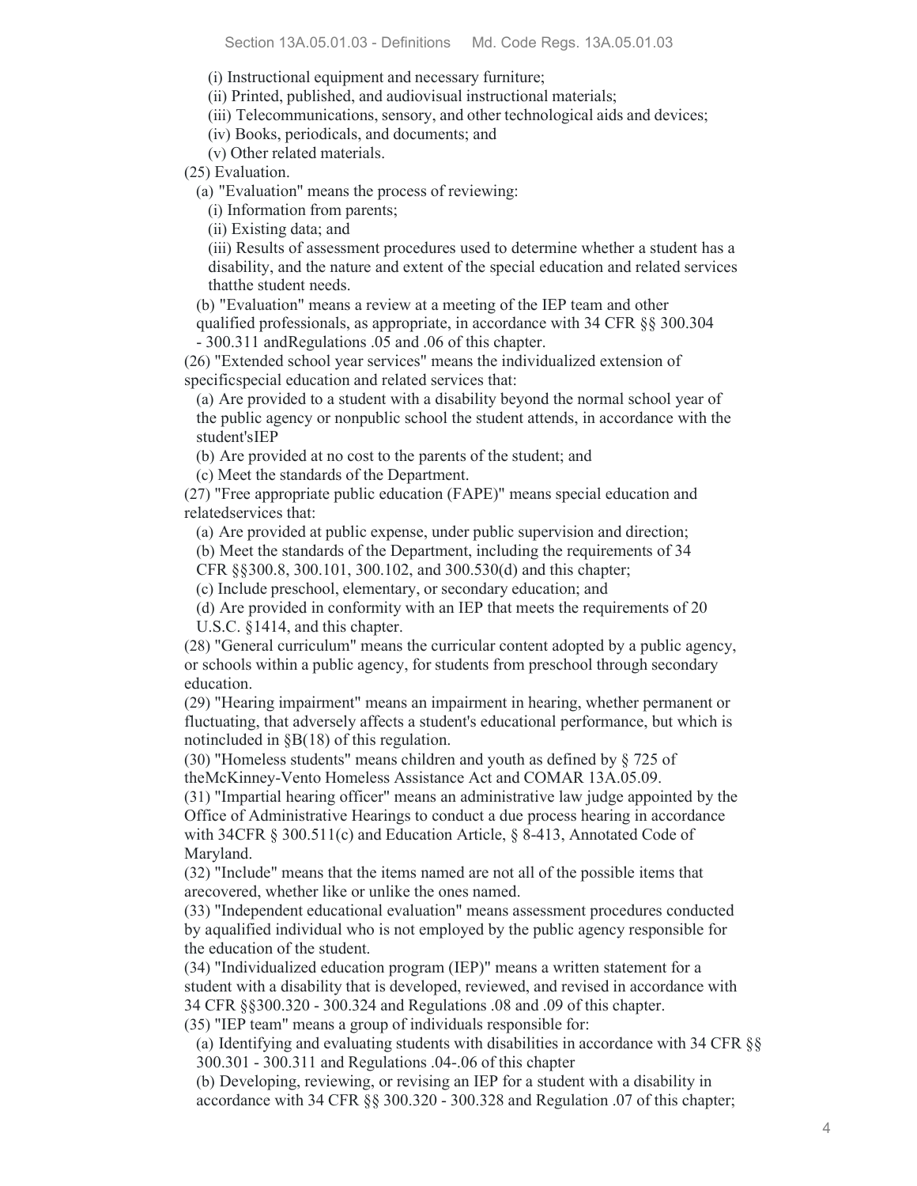(i) Instructional equipment and necessary furniture;

(ii) Printed, published, and audiovisual instructional materials;

(iii) Telecommunications, sensory, and other technological aids and devices;

(iv) Books, periodicals, and documents; and

(v) Other related materials.

(25) Evaluation.

(a) "Evaluation" means the process of reviewing:

(i) Information from parents;

(ii) Existing data; and

(iii) Results of assessment procedures used to determine whether a student has a disability, and the nature and extent of the special education and related services thatthe student needs.

(b) "Evaluation" means a review at a meeting of the IEP team and other qualified professionals, as appropriate, in accordance with 34 CFR §§ 300.304 - 300.311 andRegulations .05 and .06 of this chapter.

(26) "Extended school year services" means the individualized extension of specificspecial education and related services that:

(a) Are provided to a student with a disability beyond the normal school year of the public agency or nonpublic school the student attends, in accordance with the student'sIEP

(b) Are provided at no cost to the parents of the student; and

(c) Meet the standards of the Department.

(27) "Free appropriate public education (FAPE)" means special education and relatedservices that:

(a) Are provided at public expense, under public supervision and direction;

(b) Meet the standards of the Department, including the requirements of 34 CFR §§300.8, 300.101, 300.102, and 300.530(d) and this chapter;

(c) Include preschool, elementary, or secondary education; and

(d) Are provided in conformity with an IEP that meets the requirements of 20 U.S.C. §1414, and this chapter.

(28) "General curriculum" means the curricular content adopted by a public agency, or schools within a public agency, for students from preschool through secondary education.

(29) "Hearing impairment" means an impairment in hearing, whether permanent or fluctuating, that adversely affects a student's educational performance, but which is notincluded in §B(18) of this regulation.

(30) "Homeless students" means children and youth as defined by § 725 of theMcKinney-Vento Homeless Assistance Act and COMAR 13A.05.09.

(31) "Impartial hearing officer" means an administrative law judge appointed by the Office of Administrative Hearings to conduct a due process hearing in accordance with 34CFR § 300.511(c) and Education Article, § 8-413, Annotated Code of Maryland.

(32) "Include" means that the items named are not all of the possible items that arecovered, whether like or unlike the ones named.

(33) "Independent educational evaluation" means assessment procedures conducted by aqualified individual who is not employed by the public agency responsible for the education of the student.

(34) "Individualized education program (IEP)" means a written statement for a student with a disability that is developed, reviewed, and revised in accordance with 34 CFR §§300.320 - 300.324 and Regulations .08 and .09 of this chapter.

(35) "IEP team" means a group of individuals responsible for:

(a) Identifying and evaluating students with disabilities in accordance with 34 CFR §§ 300.301 - 300.311 and Regulations .04-.06 of this chapter

(b) Developing, reviewing, or revising an IEP for a student with a disability in accordance with 34 CFR §§ 300.320 - 300.328 and Regulation .07 of this chapter;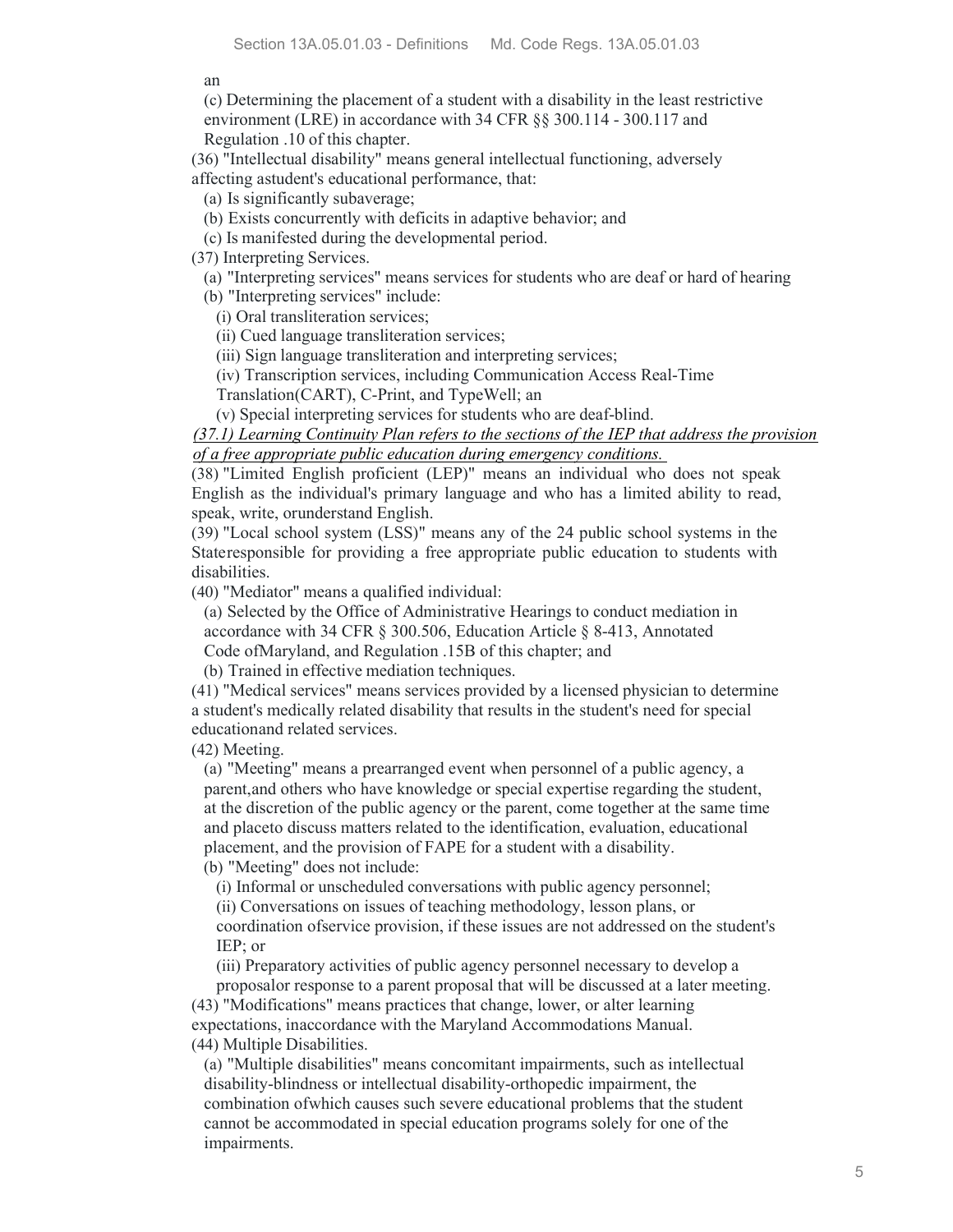an

(c) Determining the placement of a student with a disability in the least restrictive environment (LRE) in accordance with 34 CFR §§ 300.114 - 300.117 and Regulation .10 of this chapter.

(36) "Intellectual disability" means general intellectual functioning, adversely affecting astudent's educational performance, that:

(a) Is significantly subaverage;

(b) Exists concurrently with deficits in adaptive behavior; and

(c) Is manifested during the developmental period.

(37) Interpreting Services.

(a) "Interpreting services" means services for students who are deaf or hard of hearing

(b) "Interpreting services" include:

(i) Oral transliteration services;

(ii) Cued language transliteration services;

(iii) Sign language transliteration and interpreting services;

(iv) Transcription services, including Communication Access Real-Time Translation(CART), C-Print, and TypeWell; an

(v) Special interpreting services for students who are deaf-blind.

*(37.1) Learning Continuity Plan refers to the sections of the IEP that address the provision of a free appropriate public education during emergency conditions.*

(38) "Limited English proficient (LEP)" means an individual who does not speak English as the individual's primary language and who has a limited ability to read, speak, write, orunderstand English.

(39) "Local school system (LSS)" means any of the 24 public school systems in the Stateresponsible for providing a free appropriate public education to students with disabilities.

(40) "Mediator" means a qualified individual:

(a) Selected by the Office of Administrative Hearings to conduct mediation in accordance with 34 CFR § 300.506, Education Article § 8-413, Annotated Code ofMaryland, and Regulation .15B of this chapter; and

(b) Trained in effective mediation techniques.

(41) "Medical services" means services provided by a licensed physician to determine a student's medically related disability that results in the student's need for special educationand related services.

(42) Meeting.

(a) "Meeting" means a prearranged event when personnel of a public agency, a parent,and others who have knowledge or special expertise regarding the student, at the discretion of the public agency or the parent, come together at the same time and placeto discuss matters related to the identification, evaluation, educational placement, and the provision of FAPE for a student with a disability.

(b) "Meeting" does not include:

(i) Informal or unscheduled conversations with public agency personnel;

(ii) Conversations on issues of teaching methodology, lesson plans, or coordination ofservice provision, if these issues are not addressed on the student's IEP; or

(iii) Preparatory activities of public agency personnel necessary to develop a proposalor response to a parent proposal that will be discussed at a later meeting.

(43) "Modifications" means practices that change, lower, or alter learning expectations, inaccordance with the Maryland Accommodations Manual.

(44) Multiple Disabilities.

(a) "Multiple disabilities" means concomitant impairments, such as intellectual disability-blindness or intellectual disability-orthopedic impairment, the combination ofwhich causes such severe educational problems that the student cannot be accommodated in special education programs solely for one of the impairments.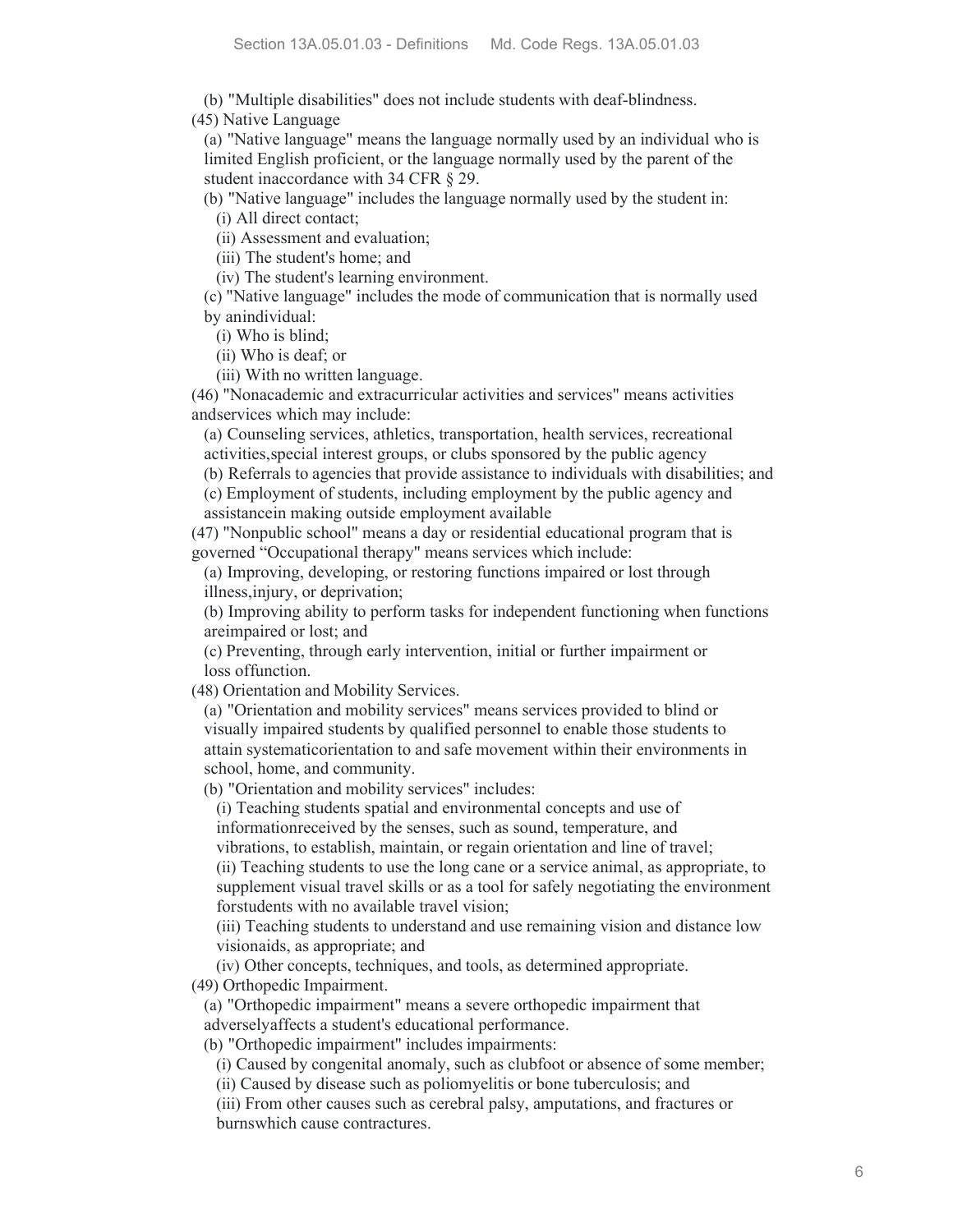(b) "Multiple disabilities" does not include students with deaf-blindness.

(45) Native Language

(a) "Native language" means the language normally used by an individual who is limited English proficient, or the language normally used by the parent of the student inaccordance with 34 CFR § 29.

(b) "Native language" includes the language normally used by the student in:

(i) All direct contact;

(ii) Assessment and evaluation;

(iii) The student's home; and

(iv) The student's learning environment.

(c) "Native language" includes the mode of communication that is normally used by anindividual:

(i) Who is blind;

(ii) Who is deaf; or

(iii) With no written language.

(46) "Nonacademic and extracurricular activities and services" means activities andservices which may include:

(a) Counseling services, athletics, transportation, health services, recreational activities,special interest groups, or clubs sponsored by the public agency

(b) Referrals to agencies that provide assistance to individuals with disabilities; and

(c) Employment of students, including employment by the public agency and assistancein making outside employment available

(47) "Nonpublic school" means a day or residential educational program that is governed "Occupational therapy" means services which include:

(a) Improving, developing, or restoring functions impaired or lost through illness,injury, or deprivation;

(b) Improving ability to perform tasks for independent functioning when functions areimpaired or lost; and

(c) Preventing, through early intervention, initial or further impairment or loss offunction.

(48) Orientation and Mobility Services.

(a) "Orientation and mobility services" means services provided to blind or visually impaired students by qualified personnel to enable those students to attain systematicorientation to and safe movement within their environments in school, home, and community.

(b) "Orientation and mobility services" includes:

(i) Teaching students spatial and environmental concepts and use of informationreceived by the senses, such as sound, temperature, and vibrations, to establish, maintain, or regain orientation and line of travel;

(ii) Teaching students to use the long cane or a service animal, as appropriate, to supplement visual travel skills or as a tool for safely negotiating the environment forstudents with no available travel vision;

(iii) Teaching students to understand and use remaining vision and distance low visionaids, as appropriate; and

(iv) Other concepts, techniques, and tools, as determined appropriate.

(49) Orthopedic Impairment.

(a) "Orthopedic impairment" means a severe orthopedic impairment that adverselyaffects a student's educational performance.

(b) "Orthopedic impairment" includes impairments:

(i) Caused by congenital anomaly, such as clubfoot or absence of some member;

(ii) Caused by disease such as poliomyelitis or bone tuberculosis; and

(iii) From other causes such as cerebral palsy, amputations, and fractures or burnswhich cause contractures.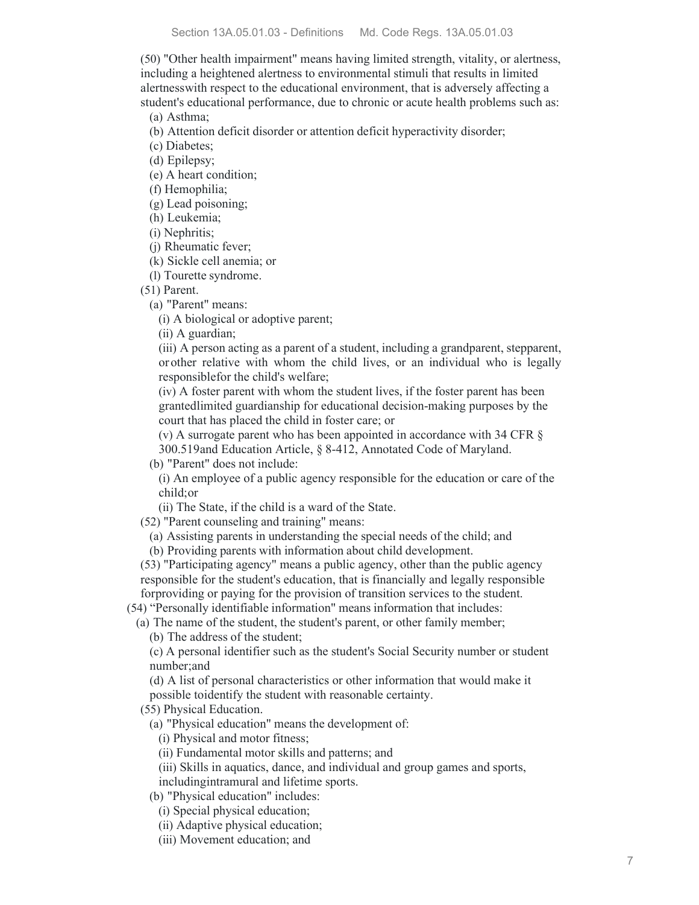(50) "Other health impairment" means having limited strength, vitality, or alertness, including a heightened alertness to environmental stimuli that results in limited alertnesswith respect to the educational environment, that is adversely affecting a student's educational performance, due to chronic or acute health problems such as:

(a) Asthma;

(b) Attention deficit disorder or attention deficit hyperactivity disorder;

(c) Diabetes;

(d) Epilepsy;

(e) A heart condition;

(f) Hemophilia;

(g) Lead poisoning;

(h) Leukemia;

(i) Nephritis;

(j) Rheumatic fever;

(k) Sickle cell anemia; or

(l) Tourette syndrome.

(51) Parent.

(a) "Parent" means:

(i) A biological or adoptive parent;

(ii) A guardian;

(iii) A person acting as a parent of a student, including a grandparent, stepparent, or other relative with whom the child lives, or an individual who is legally responsiblefor the child's welfare;

(iv) A foster parent with whom the student lives, if the foster parent has been grantedlimited guardianship for educational decision-making purposes by the court that has placed the child in foster care; or

(v) A surrogate parent who has been appointed in accordance with 34 CFR § 300.519and Education Article, § 8-412, Annotated Code of Maryland.

(b) "Parent" does not include:

(i) An employee of a public agency responsible for the education or care of the child;or

(ii) The State, if the child is a ward of the State.

(52) "Parent counseling and training" means:

(a) Assisting parents in understanding the special needs of the child; and

(b) Providing parents with information about child development.

(53) "Participating agency" means a public agency, other than the public agency responsible for the student's education, that is financially and legally responsible forproviding or paying for the provision of transition services to the student.

(54) “Personally identifiable information" means information that includes:

(a) The name of the student, the student's parent, or other family member;

(b) The address of the student;

(c) A personal identifier such as the student's Social Security number or student number;and

(d) A list of personal characteristics or other information that would make it possible toidentify the student with reasonable certainty.

(55) Physical Education.

(a) "Physical education" means the development of:

(i) Physical and motor fitness;

(ii) Fundamental motor skills and patterns; and

(iii) Skills in aquatics, dance, and individual and group games and sports, includingintramural and lifetime sports.

(b) "Physical education" includes:

(i) Special physical education;

(ii) Adaptive physical education;

(iii) Movement education; and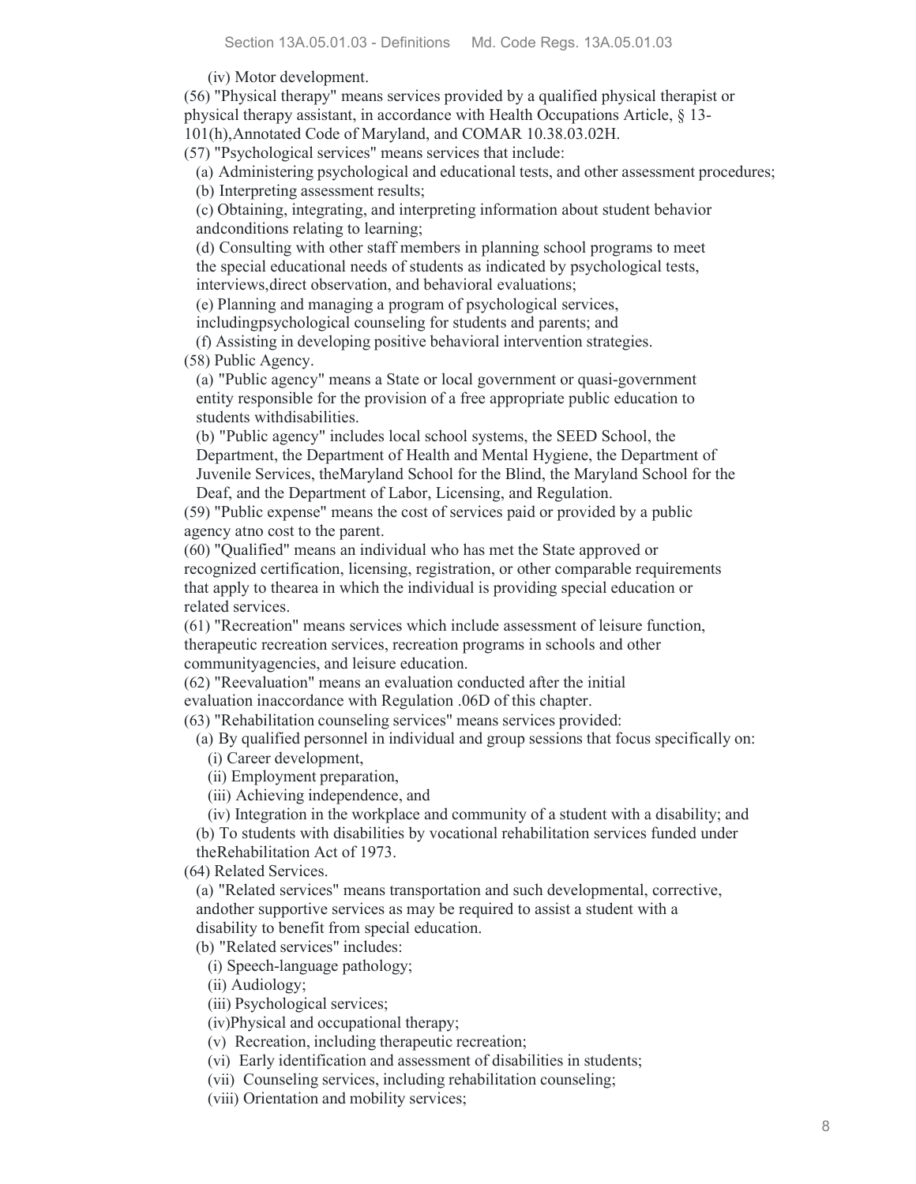(iv) Motor development.

(56) "Physical therapy" means services provided by a qualified physical therapist or physical therapy assistant, in accordance with Health Occupations Article, § 13-101(h),Annotated Code of Maryland, and COMAR 10.38.03.02H.

(57) "Psychological services" means services that include:

(a) Administering psychological and educational tests, and other assessment procedures;

(b) Interpreting assessment results;

(c) Obtaining, integrating, and interpreting information about student behavior andconditions relating to learning;

(d) Consulting with other staff members in planning school programs to meet the special educational needs of students as indicated by psychological tests, interviews,direct observation, and behavioral evaluations;

(e) Planning and managing a program of psychological services, includingpsychological counseling for students and parents; and

(f) Assisting in developing positive behavioral intervention strategies.

(58) Public Agency.

(a) "Public agency" means a State or local government or quasi-government entity responsible for the provision of a free appropriate public education to students withdisabilities.

(b) "Public agency" includes local school systems, the SEED School, the Department, the Department of Health and Mental Hygiene, the Department of Juvenile Services, theMaryland School for the Blind, the Maryland School for the Deaf, and the Department of Labor, Licensing, and Regulation.

(59) "Public expense" means the cost of services paid or provided by a public agency atno cost to the parent.

(60) "Qualified" means an individual who has met the State approved or recognized certification, licensing, registration, or other comparable requirements that apply to thearea in which the individual is providing special education or related services.

(61) "Recreation" means services which include assessment of leisure function, therapeutic recreation services, recreation programs in schools and other communityagencies, and leisure education.

(62) "Reevaluation" means an evaluation conducted after the initial evaluation inaccordance with Regulation .06D of this chapter.

(63) "Rehabilitation counseling services" means services provided:

(a) By qualified personnel in individual and group sessions that focus specifically on:

(i) Career development,

(ii) Employment preparation,

(iii) Achieving independence, and

(iv) Integration in the workplace and community of a student with a disability; and

(b) To students with disabilities by vocational rehabilitation services funded under theRehabilitation Act of 1973.

(64) Related Services.

(a) "Related services" means transportation and such developmental, corrective, andother supportive services as may be required to assist a student with a disability to benefit from special education.

(b) "Related services" includes:

(i) Speech-language pathology;

(ii) Audiology;

(iii) Psychological services;

(iv)Physical and occupational therapy;

(v) Recreation, including therapeutic recreation;

(vi) Early identification and assessment of disabilities in students;

(vii) Counseling services, including rehabilitation counseling;

(viii) Orientation and mobility services;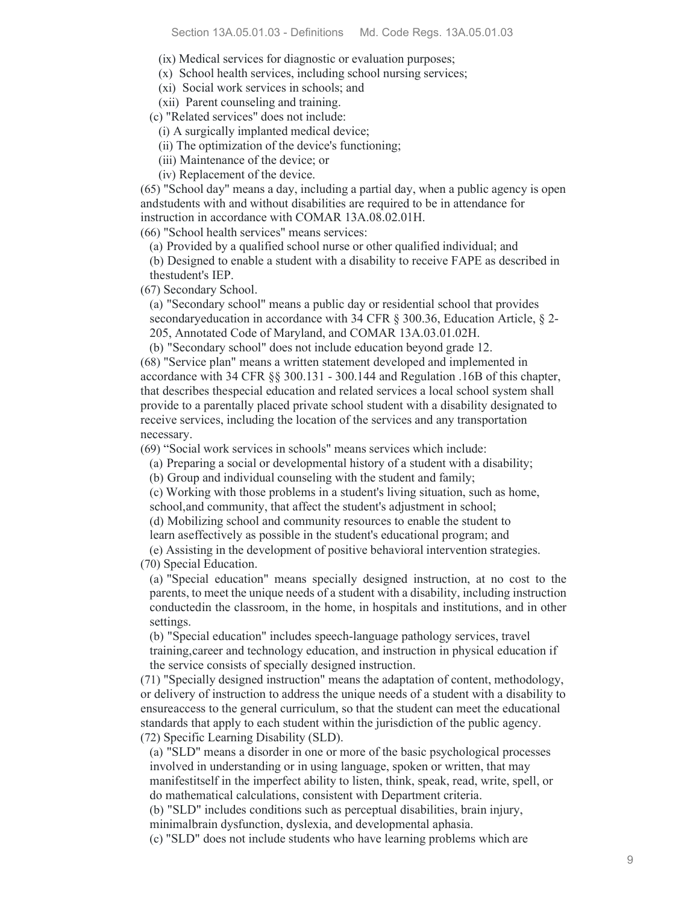(ix) Medical services for diagnostic or evaluation purposes;

(x) School health services, including school nursing services;

(xi) Social work services in schools; and

(xii) Parent counseling and training.

(c) "Related services" does not include:

(i) A surgically implanted medical device;

(ii) The optimization of the device's functioning;

(iii) Maintenance of the device; or

(iv) Replacement of the device.

(65) "School day" means a day, including a partial day, when a public agency is open andstudents with and without disabilities are required to be in attendance for instruction in accordance with COMAR 13A.08.02.01H.

(66) "School health services" means services:

(a) Provided by a qualified school nurse or other qualified individual; and

(b) Designed to enable a student with a disability to receive FAPE as described in thestudent's IEP.

(67) Secondary School.

(a) "Secondary school" means a public day or residential school that provides secondaryeducation in accordance with 34 CFR § 300.36, Education Article, § 2-205, Annotated Code of Maryland, and COMAR 13A.03.01.02H.

(b) "Secondary school" does not include education beyond grade 12.

(68) "Service plan" means a written statement developed and implemented in accordance with 34 CFR §§ 300.131 - 300.144 and Regulation .16B of this chapter, that describes thespecial education and related services a local school system shall provide to a parentally placed private school student with a disability designated to receive services, including the location of the services and any transportation necessary.

(69) "Social work services in schools" means services which include:

(a) Preparing a social or developmental history of a student with a disability;

(b) Group and individual counseling with the student and family;

(c) Working with those problems in a student's living situation, such as home, school,and community, that affect the student's adjustment in school;

(d) Mobilizing school and community resources to enable the student to learn aseffectively as possible in the student's educational program; and

(e) Assisting in the development of positive behavioral intervention strategies.

(70) Special Education.

(a) "Special education" means specially designed instruction, at no cost to the parents, to meet the unique needs of a student with a disability, including instruction conductedin the classroom, in the home, in hospitals and institutions, and in other settings.

(b) "Special education" includes speech-language pathology services, travel training,career and technology education, and instruction in physical education if the service consists of specially designed instruction.

(71) "Specially designed instruction" means the adaptation of content, methodology, or delivery of instruction to address the unique needs of a student with a disability to ensureaccess to the general curriculum, so that the student can meet the educational standards that apply to each student within the jurisdiction of the public agency.

(72) Specific Learning Disability (SLD).

(a) "SLD" means a disorder in one or more of the basic psychological processes involved in understanding or in using language, spoken or written, that may manifestitself in the imperfect ability to listen, think, speak, read, write, spell, or do mathematical calculations, consistent with Department criteria.

(b) "SLD" includes conditions such as perceptual disabilities, brain injury, minimalbrain dysfunction, dyslexia, and developmental aphasia.

(c) "SLD" does not include students who have learning problems which are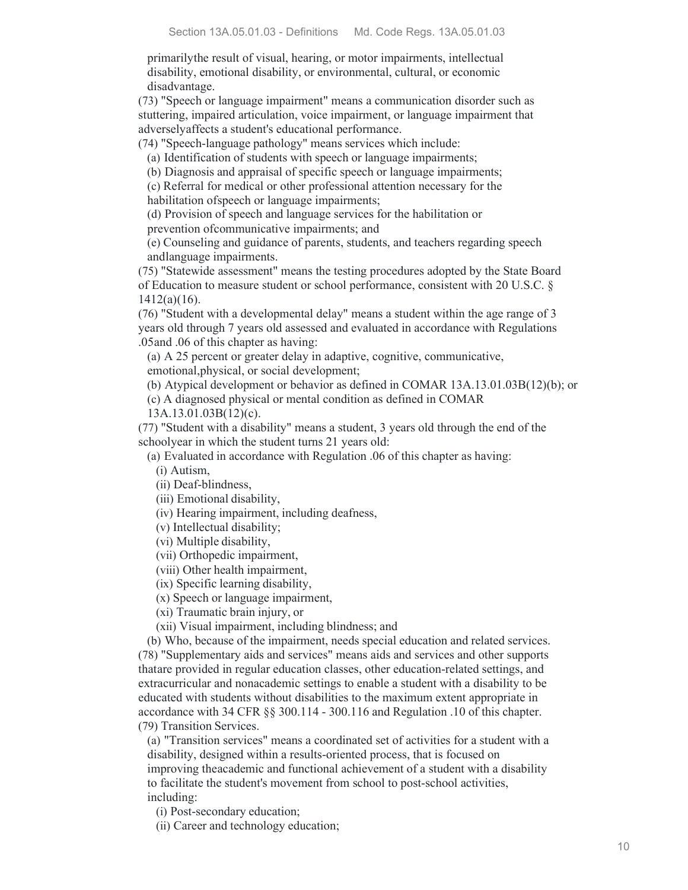primarilythe result of visual, hearing, or motor impairments, intellectual disability, emotional disability, or environmental, cultural, or economic disadvantage.

(73) "Speech or language impairment" means a communication disorder such as stuttering, impaired articulation, voice impairment, or language impairment that adverselyaffects a student's educational performance.

(74) "Speech-language pathology" means services which include:

(a) Identification of students with speech or language impairments;

(b) Diagnosis and appraisal of specific speech or language impairments;

(c) Referral for medical or other professional attention necessary for the habilitation ofspeech or language impairments;

(d) Provision of speech and language services for the habilitation or prevention ofcommunicative impairments; and

(e) Counseling and guidance of parents, students, and teachers regarding speech andlanguage impairments.

(75) "Statewide assessment" means the testing procedures adopted by the State Board of Education to measure student or school performance, consistent with 20 U.S.C. § 1412(a)(16).

(76) "Student with a developmental delay" means a student within the age range of 3 years old through 7 years old assessed and evaluated in accordance with Regulations .05and .06 of this chapter as having:

(a) A 25 percent or greater delay in adaptive, cognitive, communicative, emotional,physical, or social development;

(b) Atypical development or behavior as defined in COMAR 13A.13.01.03B(12)(b); or

(c) A diagnosed physical or mental condition as defined in COMAR 13A.13.01.03B(12)(c).

(77) "Student with a disability" means a student, 3 years old through the end of the schoolyear in which the student turns 21 years old:

(a) Evaluated in accordance with Regulation .06 of this chapter as having:

(i) Autism,

(ii) Deaf-blindness,

(iii) Emotional disability,

(iv) Hearing impairment, including deafness,

(v) Intellectual disability;

(vi) Multiple disability,

(vii) Orthopedic impairment,

(viii) Other health impairment,

(ix) Specific learning disability,

(x) Speech or language impairment,

(xi) Traumatic brain injury, or

(xii) Visual impairment, including blindness; and

(b) Who, because of the impairment, needs special education and related services.

(78) "Supplementary aids and services" means aids and services and other supports thatare provided in regular education classes, other education-related settings, and extracurricular and nonacademic settings to enable a student with a disability to be educated with students without disabilities to the maximum extent appropriate in accordance with 34 CFR §§ 300.114 - 300.116 and Regulation .10 of this chapter.

(79) Transition Services.

(a) "Transition services" means a coordinated set of activities for a student with a disability, designed within a results-oriented process, that is focused on improving theacademic and functional achievement of a student with a disability to facilitate the student's movement from school to post-school activities, including:

(i) Post-secondary education;

(ii) Career and technology education;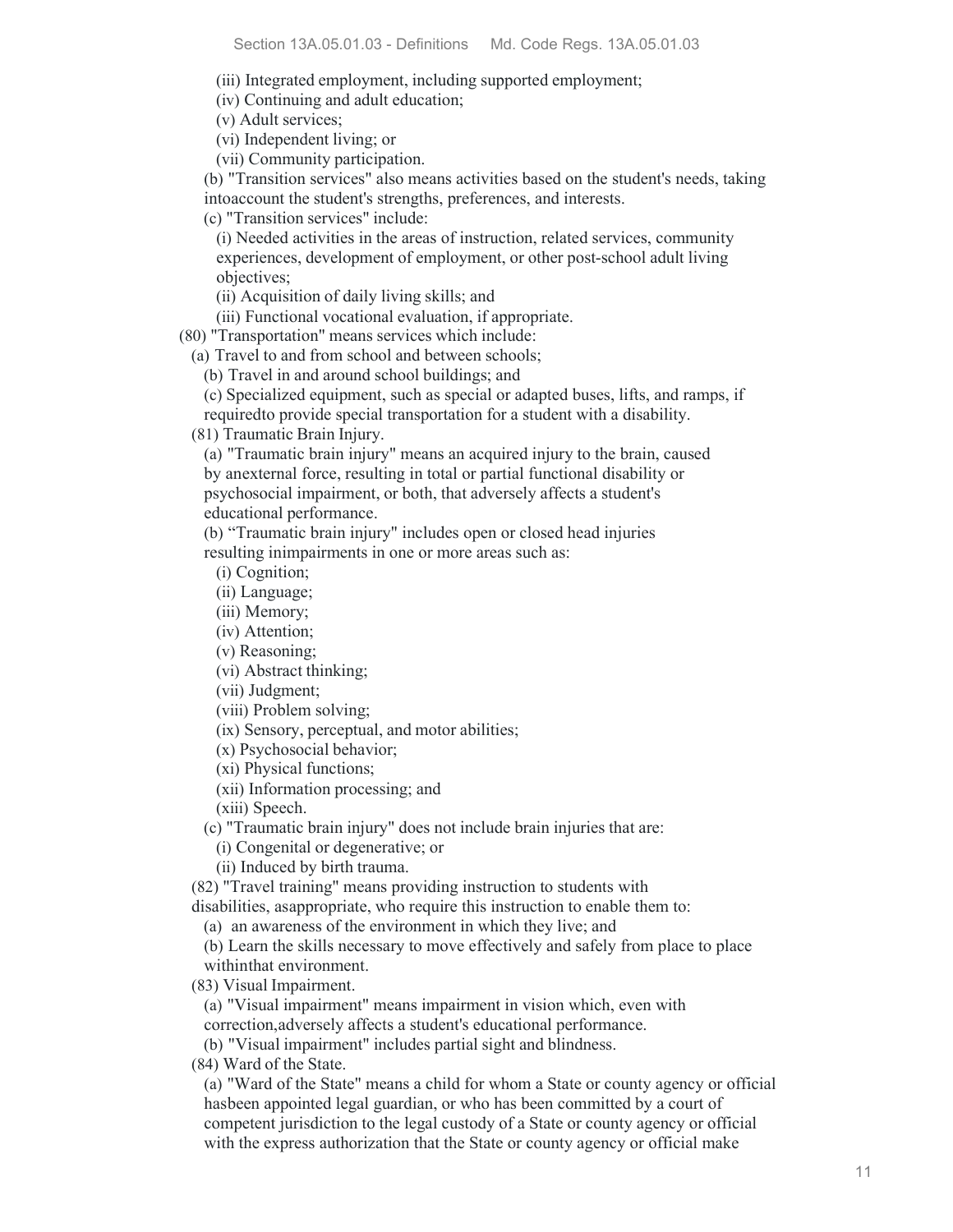(iii) Integrated employment, including supported employment;

(iv) Continuing and adult education;

(v) Adult services;

(vi) Independent living; or

(vii) Community participation.

(b) "Transition services" also means activities based on the student's needs, taking intoaccount the student's strengths, preferences, and interests.

(c) "Transition services" include:

(i) Needed activities in the areas of instruction, related services, community experiences, development of employment, or other post-school adult living objectives;

(ii) Acquisition of daily living skills; and

(iii) Functional vocational evaluation, if appropriate.

(80) "Transportation" means services which include:

(a) Travel to and from school and between schools;

(b) Travel in and around school buildings; and

(c) Specialized equipment, such as special or adapted buses, lifts, and ramps, if requiredto provide special transportation for a student with a disability.

(81) Traumatic Brain Injury.

(a) "Traumatic brain injury" means an acquired injury to the brain, caused by anexternal force, resulting in total or partial functional disability or psychosocial impairment, or both, that adversely affects a student's educational performance.

(b) "Traumatic brain injury" includes open or closed head injuries resulting inimpairments in one or more areas such as:

(i) Cognition;

(ii) Language;

(iii) Memory;

(iv) Attention;

(v) Reasoning;

(vi) Abstract thinking;

(vii) Judgment;

(viii) Problem solving;

(ix) Sensory, perceptual, and motor abilities;

(x) Psychosocial behavior;

(xi) Physical functions;

(xii) Information processing; and

(xiii) Speech.

(c) "Traumatic brain injury" does not include brain injuries that are:

(i) Congenital or degenerative; or

(ii) Induced by birth trauma.

(82) "Travel training" means providing instruction to students with disabilities, asappropriate, who require this instruction to enable them to:

(a) an awareness of the environment in which they live; and

(b) Learn the skills necessary to move effectively and safely from place to place withinthat environment.

(83) Visual Impairment.

(a) "Visual impairment" means impairment in vision which, even with correction,adversely affects a student's educational performance.

(b) "Visual impairment" includes partial sight and blindness.

(84) Ward of the State.

(a) "Ward of the State" means a child for whom a State or county agency or official hasbeen appointed legal guardian, or who has been committed by a court of competent jurisdiction to the legal custody of a State or county agency or official with the express authorization that the State or county agency or official make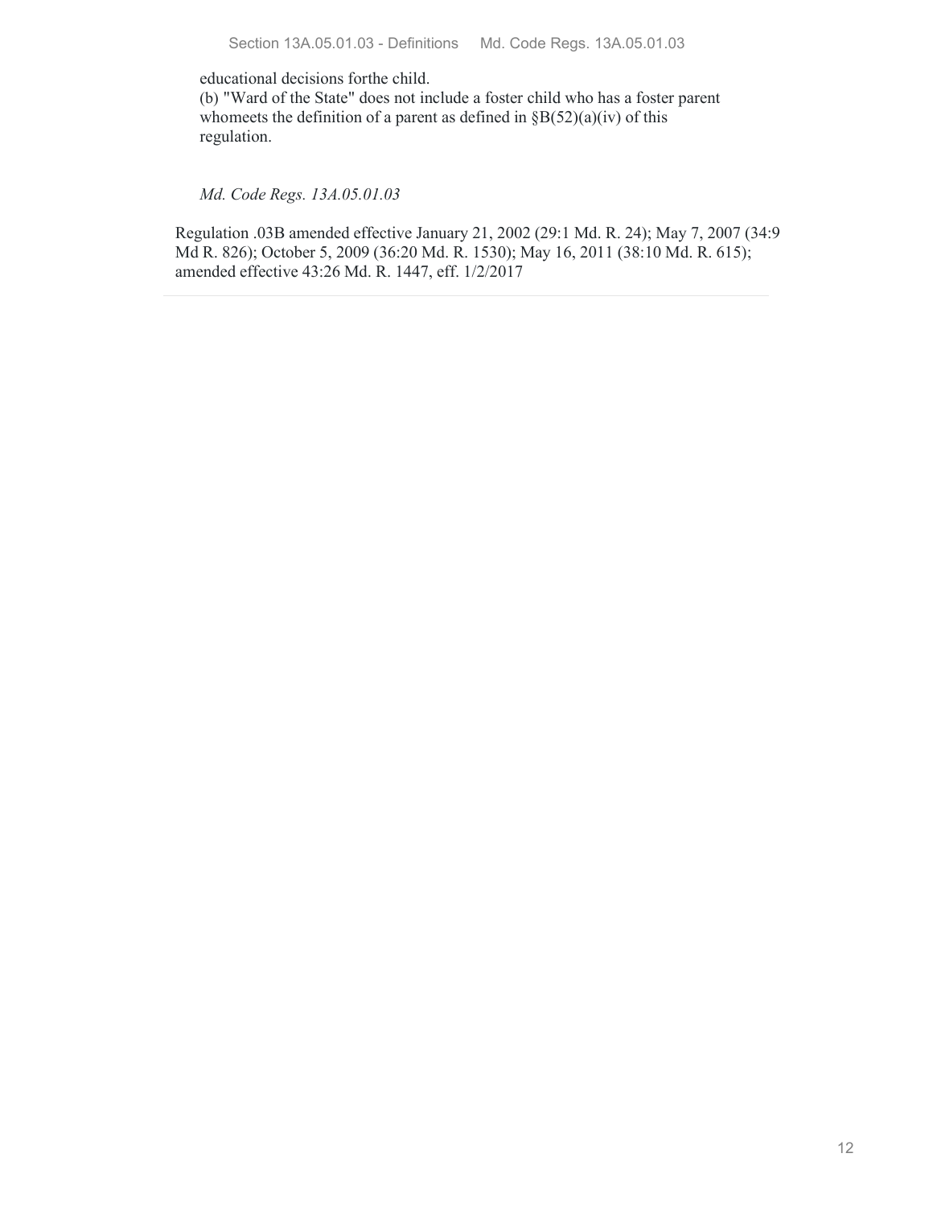educational decisions forthe child.

(b) "Ward of the State" does not include a foster child who has a foster parent whomeets the definition of a parent as defined in §B(52)(a)(iv) of this regulation.

*Md. Code Regs. 13A.05.01.03*

Regulation .03B amended effective January 21, 2002 (29:1 Md. R. 24); May 7, 2007 (34:9 Md R. 826); October 5, 2009 (36:20 Md. R. 1530); May 16, 2011 (38:10 Md. R. 615); amended effective 43:26 Md. R. 1447, eff. 1/2/2017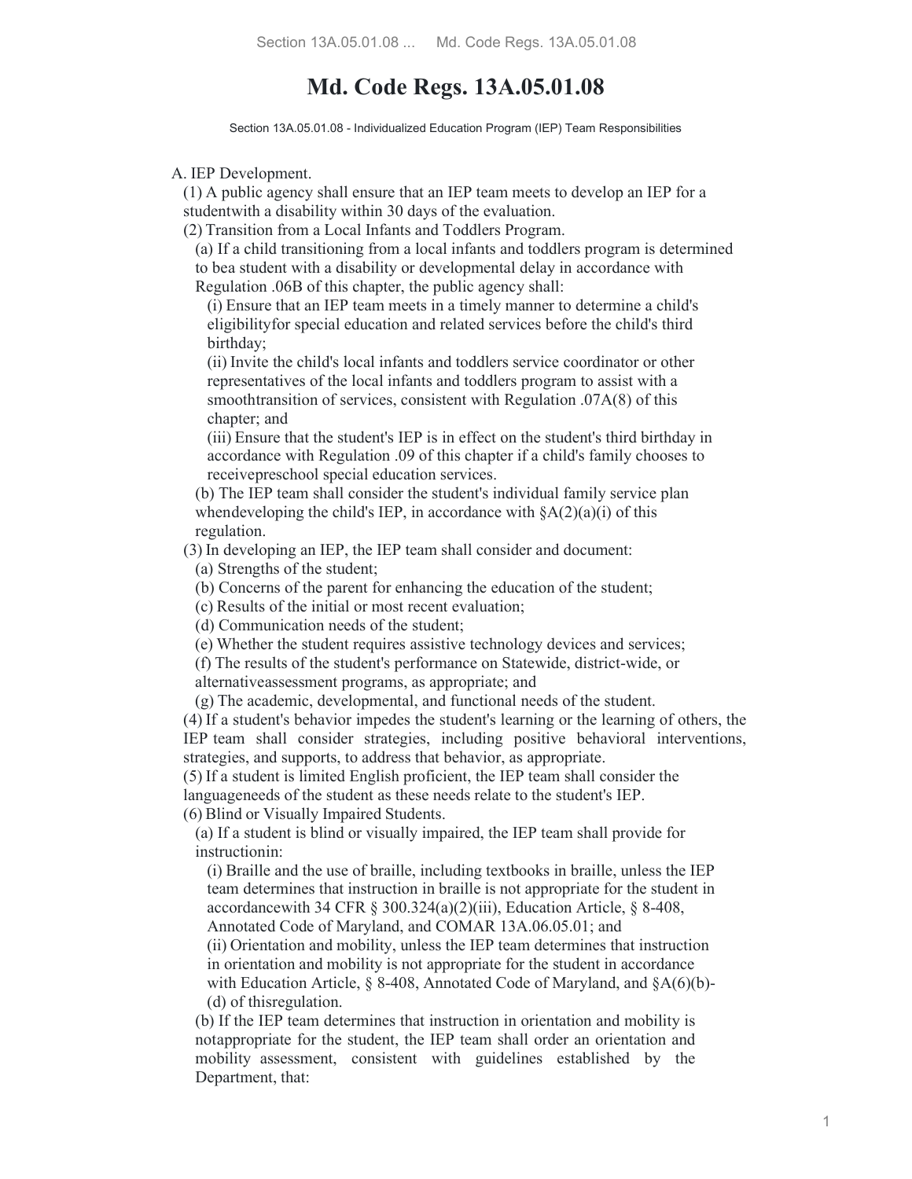// Md. Code Regs. 13A.05.01.08

# Md. Code Regs. 13A.05.01.08

Section 13A.05.01.08 - Individualized Education Program (IEP) Team Responsibilities

A. IEP Development.

(1) A public agency shall ensure that an IEP team meets to develop an IEP for a studentwith a disability within 30 days of the evaluation.

(2) Transition from a Local Infants and Toddlers Program.

(a) If a child transitioning from a local infants and toddlers program is determined to bea student with a disability or developmental delay in accordance with Regulation .06B of this chapter, the public agency shall:

(i) Ensure that an IEP team meets in a timely manner to determine a child's eligibilityfor special education and related services before the child's third birthday;

(ii) Invite the child's local infants and toddlers service coordinator or other representatives of the local infants and toddlers program to assist with a smoothtransition of services, consistent with Regulation .07A(8) of this chapter; and

(iii) Ensure that the student's IEP is in effect on the student's third birthday in accordance with Regulation .09 of this chapter if a child's family chooses to receivepreschool special education services.

(b) The IEP team shall consider the student's individual family service plan whendeveloping the child's IEP, in accordance with §A(2)(a)(i) of this regulation.

(3) In developing an IEP, the IEP team shall consider and document:

(a) Strengths of the student;

(b) Concerns of the parent for enhancing the education of the student;

(c) Results of the initial or most recent evaluation;

(d) Communication needs of the student;

(e) Whether the student requires assistive technology devices and services;

(f) The results of the student's performance on Statewide, district-wide, or alternativeassessment programs, as appropriate; and

(g) The academic, developmental, and functional needs of the student.

(4) If a student's behavior impedes the student's learning or the learning of others, the IEP team shall consider strategies, including positive behavioral interventions, strategies, and supports, to address that behavior, as appropriate.

(5) If a student is limited English proficient, the IEP team shall consider the languageneeds of the student as these needs relate to the student's IEP.

(6) Blind or Visually Impaired Students.

(a) If a student is blind or visually impaired, the IEP team shall provide for instructionin:

(i) Braille and the use of braille, including textbooks in braille, unless the IEP team determines that instruction in braille is not appropriate for the student in accordancewith 34 CFR § 300.324(a)(2)(iii), Education Article, § 8-408, Annotated Code of Maryland, and COMAR 13A.06.05.01; and

(ii) Orientation and mobility, unless the IEP team determines that instruction in orientation and mobility is not appropriate for the student in accordance with Education Article, § 8-408, Annotated Code of Maryland, and §A(6)(b)-(d) of thisregulation.

(b) If the IEP team determines that instruction in orientation and mobility is notappropriate for the student, the IEP team shall order an orientation and mobility assessment, consistent with guidelines established by the Department, that: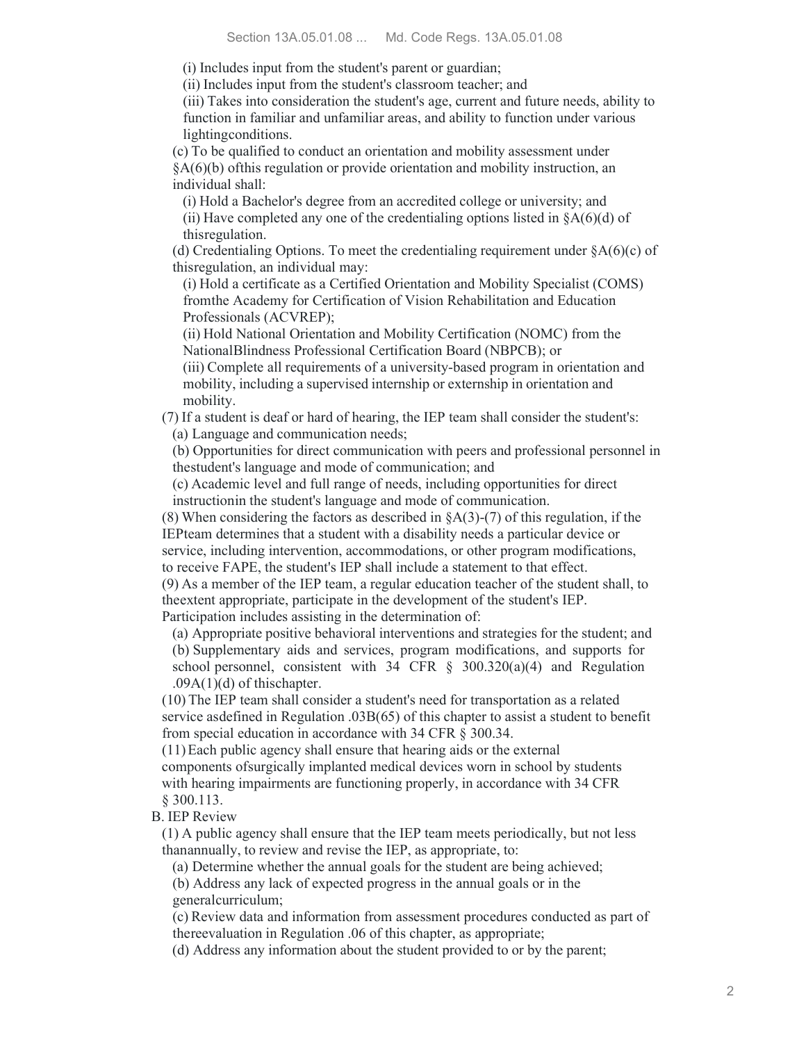(i) Includes input from the student's parent or guardian;

(ii) Includes input from the student's classroom teacher; and

(iii) Takes into consideration the student's age, current and future needs, ability to function in familiar and unfamiliar areas, and ability to function under various lightingconditions.

(c) To be qualified to conduct an orientation and mobility assessment under §A(6)(b) ofthis regulation or provide orientation and mobility instruction, an individual shall:

(i) Hold a Bachelor's degree from an accredited college or university; and

(ii) Have completed any one of the credentialing options listed in §A(6)(d) of thisregulation.

(d) Credentialing Options. To meet the credentialing requirement under §A(6)(c) of thisregulation, an individual may:

(i) Hold a certificate as a Certified Orientation and Mobility Specialist (COMS) fromthe Academy for Certification of Vision Rehabilitation and Education Professionals (ACVREP);

(ii) Hold National Orientation and Mobility Certification (NOMC) from the NationalBlindness Professional Certification Board (NBPCB); or

(iii) Complete all requirements of a university-based program in orientation and mobility, including a supervised internship or externship in orientation and mobility.

(7) If a student is deaf or hard of hearing, the IEP team shall consider the student's:

(a) Language and communication needs;

(b) Opportunities for direct communication with peers and professional personnel in thestudent's language and mode of communication; and

(c) Academic level and full range of needs, including opportunities for direct instructionin the student's language and mode of communication.

(8) When considering the factors as described in §A(3)-(7) of this regulation, if the IEPteam determines that a student with a disability needs a particular device or service, including intervention, accommodations, or other program modifications, to receive FAPE, the student's IEP shall include a statement to that effect.

(9) As a member of the IEP team, a regular education teacher of the student shall, to theextent appropriate, participate in the development of the student's IEP. Participation includes assisting in the determination of:

(a) Appropriate positive behavioral interventions and strategies for the student; and

(b) Supplementary aids and services, program modifications, and supports for school personnel, consistent with 34 CFR § 300.320(a)(4) and Regulation .09A(1)(d) of thischapter.

(10) The IEP team shall consider a student's need for transportation as a related service asdefined in Regulation .03B(65) of this chapter to assist a student to benefit from special education in accordance with 34 CFR § 300.34.

(11) Each public agency shall ensure that hearing aids or the external components ofsurgically implanted medical devices worn in school by students with hearing impairments are functioning properly, in accordance with 34 CFR § 300.113.

B. IEP Review

(1) A public agency shall ensure that the IEP team meets periodically, but not less thanannually, to review and revise the IEP, as appropriate, to:

(a) Determine whether the annual goals for the student are being achieved;

(b) Address any lack of expected progress in the annual goals or in the generalcurriculum;

(c) Review data and information from assessment procedures conducted as part of thereevaluation in Regulation .06 of this chapter, as appropriate;

(d) Address any information about the student provided to or by the parent;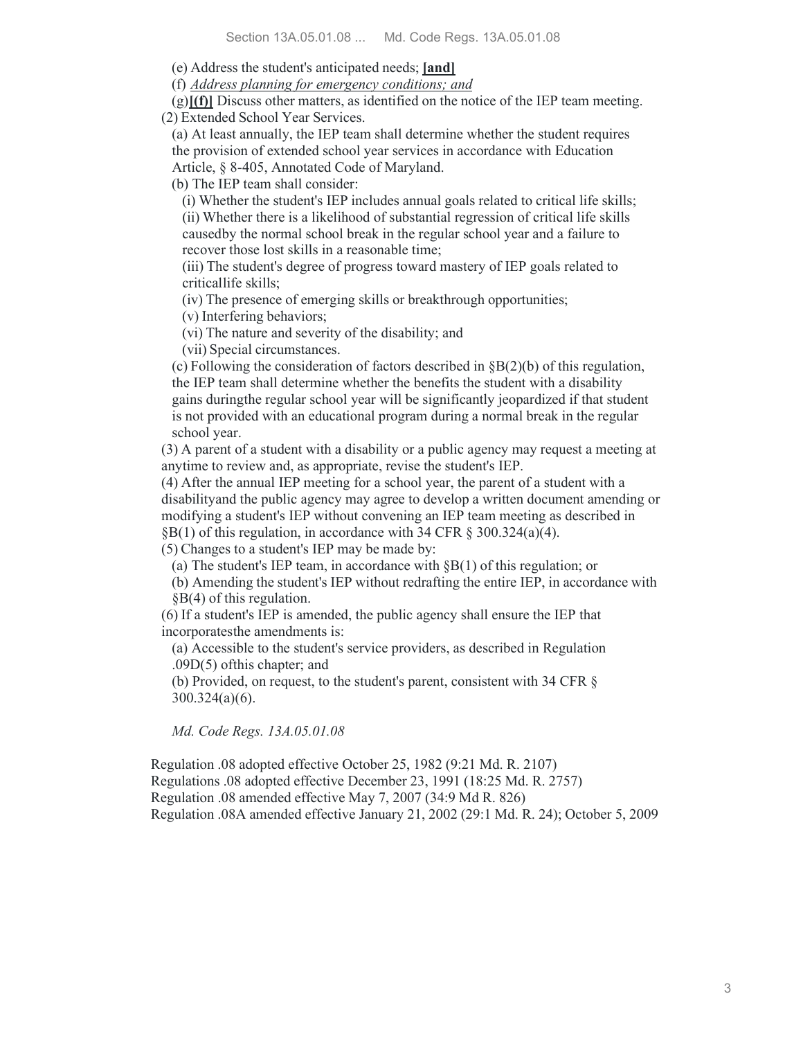(e) Address the student's anticipated needs; **[and]**

(f) *Address planning for emergency conditions; and*

(g)**[(f)]** Discuss other matters, as identified on the notice of the IEP team meeting.

(2) Extended School Year Services.

(a) At least annually, the IEP team shall determine whether the student requires the provision of extended school year services in accordance with Education Article, § 8-405, Annotated Code of Maryland.

(b) The IEP team shall consider:

(i) Whether the student's IEP includes annual goals related to critical life skills;

(ii) Whether there is a likelihood of substantial regression of critical life skills causedby the normal school break in the regular school year and a failure to recover those lost skills in a reasonable time;

(iii) The student's degree of progress toward mastery of IEP goals related to criticallife skills;

(iv) The presence of emerging skills or breakthrough opportunities;

(v) Interfering behaviors;

(vi) The nature and severity of the disability; and

(vii) Special circumstances.

(c) Following the consideration of factors described in §B(2)(b) of this regulation, the IEP team shall determine whether the benefits the student with a disability gains duringthe regular school year will be significantly jeopardized if that student is not provided with an educational program during a normal break in the regular school year.

(3) A parent of a student with a disability or a public agency may request a meeting at anytime to review and, as appropriate, revise the student's IEP.

(4) After the annual IEP meeting for a school year, the parent of a student with a disabilityand the public agency may agree to develop a written document amending or modifying a student's IEP without convening an IEP team meeting as described in §B(1) of this regulation, in accordance with 34 CFR § 300.324(a)(4).

(5) Changes to a student's IEP may be made by:

(a) The student's IEP team, in accordance with §B(1) of this regulation; or

(b) Amending the student's IEP without redrafting the entire IEP, in accordance with §B(4) of this regulation.

(6) If a student's IEP is amended, the public agency shall ensure the IEP that incorporatesthe amendments is:

(a) Accessible to the student's service providers, as described in Regulation .09D(5) ofthis chapter; and

(b) Provided, on request, to the student's parent, consistent with 34 CFR § 300.324(a)(6).

*Md. Code Regs. 13A.05.01.08*

Regulation .08 adopted effective October 25, 1982 (9:21 Md. R. 2107)
Regulations .08 adopted effective December 23, 1991 (18:25 Md. R. 2757)
Regulation .08 amended effective May 7, 2007 (34:9 Md R. 826)
Regulation .08A amended effective January 21, 2002 (29:1 Md. R. 24); October 5, 2009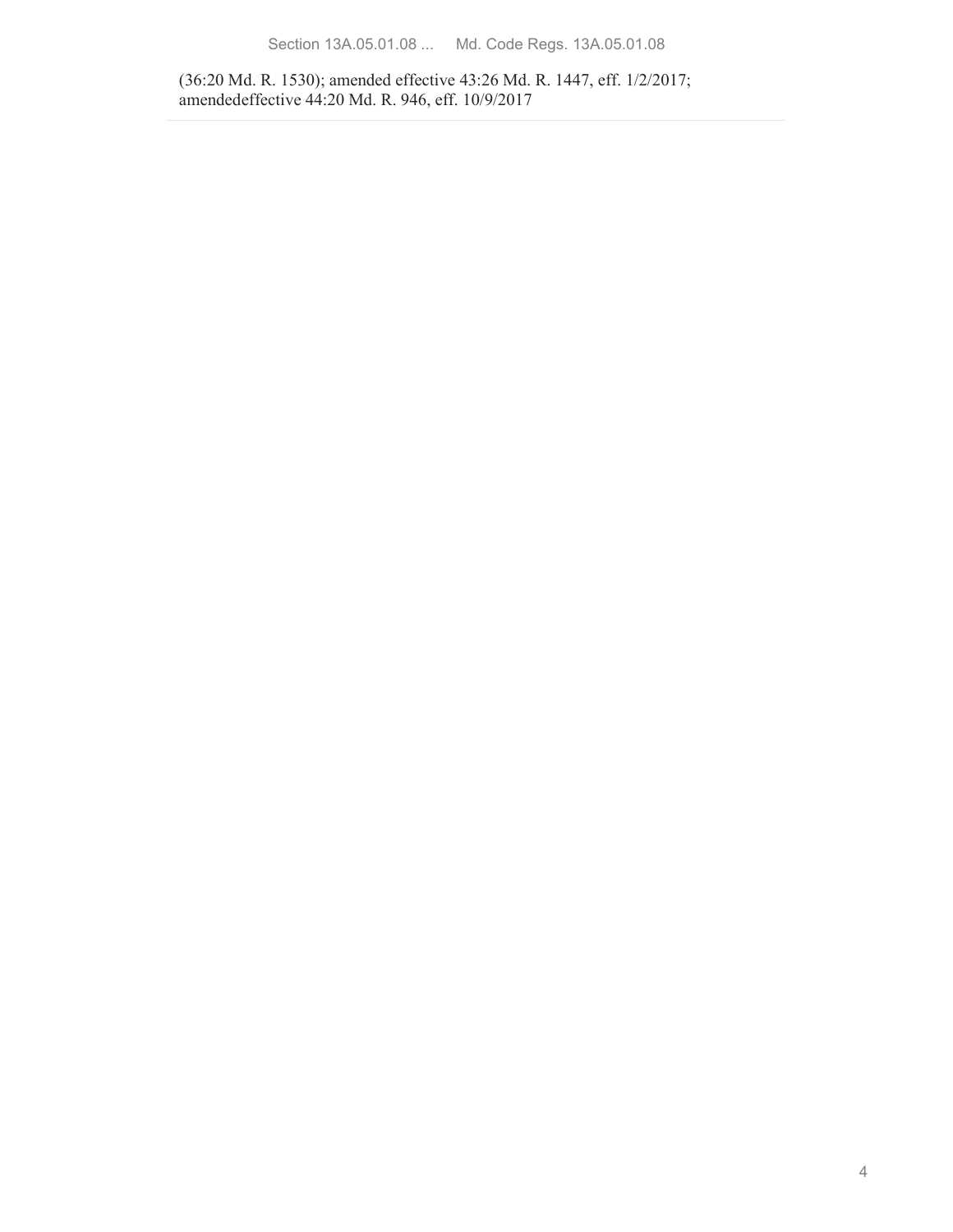(36:20 Md. R. 1530); amended effective 43:26 Md. R. 1447, eff. 1/2/2017; amendedeffective 44:20 Md. R. 946, eff. 10/9/2017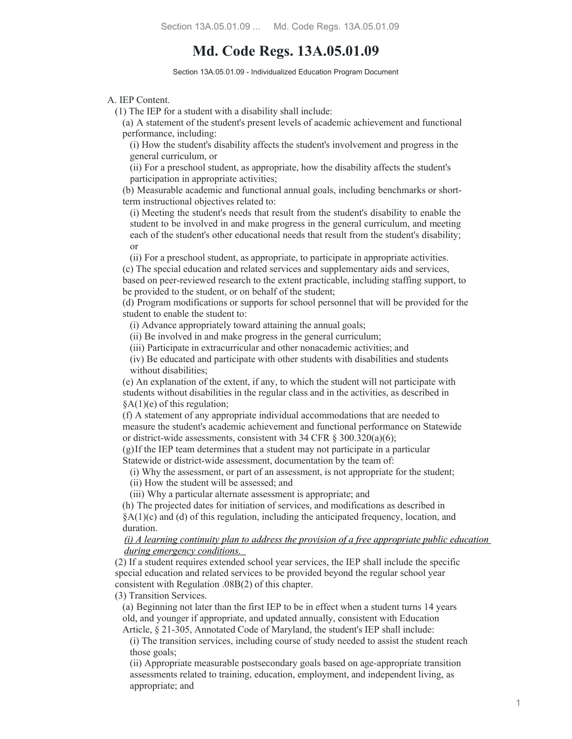# Md. Code Regs. 13A.05.01.09

Section 13A.05.01.09 - Individualized Education Program Document

A. IEP Content.

(1) The IEP for a student with a disability shall include:

(a) A statement of the student's present levels of academic achievement and functional performance, including:

(i) How the student's disability affects the student's involvement and progress in the general curriculum, or

(ii) For a preschool student, as appropriate, how the disability affects the student's participation in appropriate activities;

(b) Measurable academic and functional annual goals, including benchmarks or short-term instructional objectives related to:

(i) Meeting the student's needs that result from the student's disability to enable the student to be involved in and make progress in the general curriculum, and meeting each of the student's other educational needs that result from the student's disability; or

(ii) For a preschool student, as appropriate, to participate in appropriate activities.

(c) The special education and related services and supplementary aids and services, based on peer-reviewed research to the extent practicable, including staffing support, to be provided to the student, or on behalf of the student;

(d) Program modifications or supports for school personnel that will be provided for the student to enable the student to:

(i) Advance appropriately toward attaining the annual goals;

(ii) Be involved in and make progress in the general curriculum;

(iii) Participate in extracurricular and other nonacademic activities; and

(iv) Be educated and participate with other students with disabilities and students without disabilities;

(e) An explanation of the extent, if any, to which the student will not participate with students without disabilities in the regular class and in the activities, as described in §A(1)(e) of this regulation;

(f) A statement of any appropriate individual accommodations that are needed to measure the student's academic achievement and functional performance on Statewide or district-wide assessments, consistent with 34 CFR § 300.320(a)(6);

(g) If the IEP team determines that a student may not participate in a particular Statewide or district-wide assessment, documentation by the team of:

(i) Why the assessment, or part of an assessment, is not appropriate for the student;

(ii) How the student will be assessed; and

(iii) Why a particular alternate assessment is appropriate; and

(h) The projected dates for initiation of services, and modifications as described in §A(1)(c) and (d) of this regulation, including the anticipated frequency, location, and duration.

*(i) A learning continuity plan to address the provision of a free appropriate public education during emergency conditions.*

(2) If a student requires extended school year services, the IEP shall include the specific special education and related services to be provided beyond the regular school year consistent with Regulation .08B(2) of this chapter.

(3) Transition Services.

(a) Beginning not later than the first IEP to be in effect when a student turns 14 years old, and younger if appropriate, and updated annually, consistent with Education Article, § 21-305, Annotated Code of Maryland, the student's IEP shall include:

(i) The transition services, including course of study needed to assist the student reach those goals;

(ii) Appropriate measurable postsecondary goals based on age-appropriate transition assessments related to training, education, employment, and independent living, as appropriate; and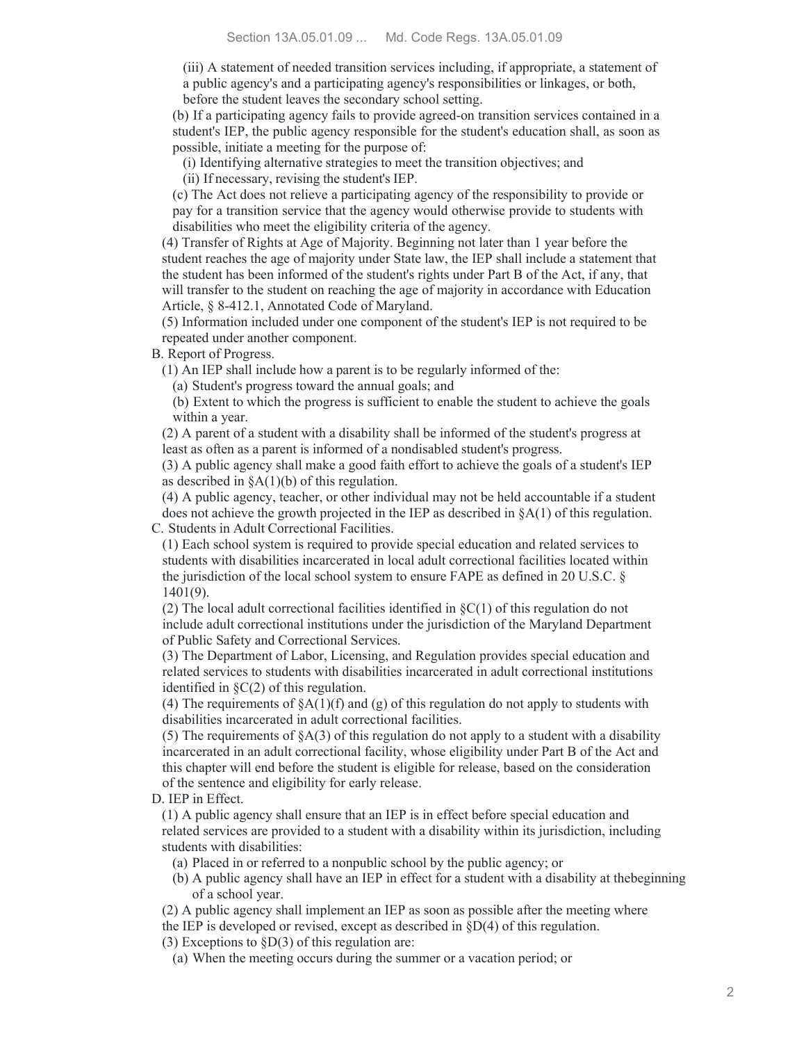(iii) A statement of needed transition services including, if appropriate, a statement of a public agency's and a participating agency's responsibilities or linkages, or both, before the student leaves the secondary school setting.

(b) If a participating agency fails to provide agreed-on transition services contained in a student's IEP, the public agency responsible for the student's education shall, as soon as possible, initiate a meeting for the purpose of:

(i) Identifying alternative strategies to meet the transition objectives; and

(ii) If necessary, revising the student's IEP.

(c) The Act does not relieve a participating agency of the responsibility to provide or pay for a transition service that the agency would otherwise provide to students with disabilities who meet the eligibility criteria of the agency.

(4) Transfer of Rights at Age of Majority. Beginning not later than 1 year before the student reaches the age of majority under State law, the IEP shall include a statement that the student has been informed of the student's rights under Part B of the Act, if any, that will transfer to the student on reaching the age of majority in accordance with Education Article, § 8-412.1, Annotated Code of Maryland.

(5) Information included under one component of the student's IEP is not required to be repeated under another component.

B. Report of Progress.

(1) An IEP shall include how a parent is to be regularly informed of the:

(a) Student's progress toward the annual goals; and

(b) Extent to which the progress is sufficient to enable the student to achieve the goals within a year.

(2) A parent of a student with a disability shall be informed of the student's progress at least as often as a parent is informed of a nondisabled student's progress.

(3) A public agency shall make a good faith effort to achieve the goals of a student's IEP as described in §A(1)(b) of this regulation.

(4) A public agency, teacher, or other individual may not be held accountable if a student does not achieve the growth projected in the IEP as described in §A(1) of this regulation.

C. Students in Adult Correctional Facilities.

(1) Each school system is required to provide special education and related services to students with disabilities incarcerated in local adult correctional facilities located within the jurisdiction of the local school system to ensure FAPE as defined in 20 U.S.C. § 1401(9).

(2) The local adult correctional facilities identified in §C(1) of this regulation do not include adult correctional institutions under the jurisdiction of the Maryland Department of Public Safety and Correctional Services.

(3) The Department of Labor, Licensing, and Regulation provides special education and related services to students with disabilities incarcerated in adult correctional institutions identified in §C(2) of this regulation.

(4) The requirements of §A(1)(f) and (g) of this regulation do not apply to students with disabilities incarcerated in adult correctional facilities.

(5) The requirements of §A(3) of this regulation do not apply to a student with a disability incarcerated in an adult correctional facility, whose eligibility under Part B of the Act and this chapter will end before the student is eligible for release, based on the consideration of the sentence and eligibility for early release.

D. IEP in Effect.

(1) A public agency shall ensure that an IEP is in effect before special education and related services are provided to a student with a disability within its jurisdiction, including students with disabilities:

(a) Placed in or referred to a nonpublic school by the public agency; or

(b) A public agency shall have an IEP in effect for a student with a disability at thebeginning of a school year.

(2) A public agency shall implement an IEP as soon as possible after the meeting where the IEP is developed or revised, except as described in §D(4) of this regulation.

(3) Exceptions to §D(3) of this regulation are:

(a) When the meeting occurs during the summer or a vacation period; or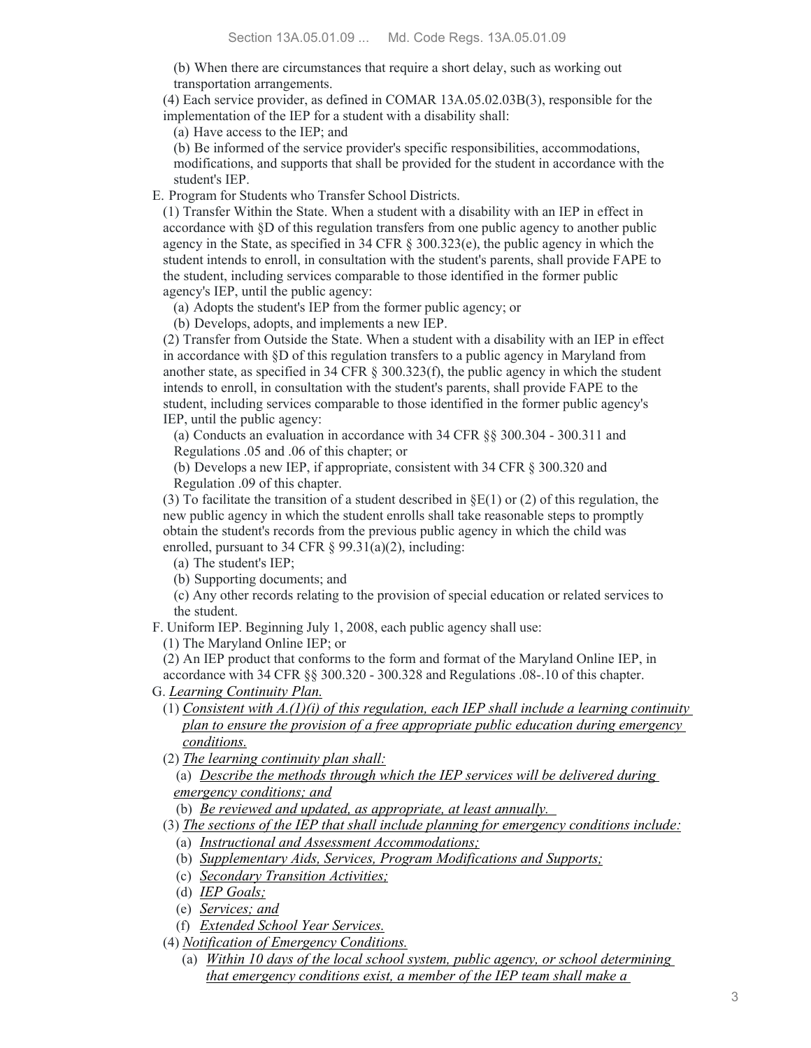(b) When there are circumstances that require a short delay, such as working out transportation arrangements.

(4) Each service provider, as defined in COMAR 13A.05.02.03B(3), responsible for the implementation of the IEP for a student with a disability shall:

(a) Have access to the IEP; and

(b) Be informed of the service provider's specific responsibilities, accommodations, modifications, and supports that shall be provided for the student in accordance with the student's IEP.

E. Program for Students who Transfer School Districts.

(1) Transfer Within the State. When a student with a disability with an IEP in effect in accordance with §D of this regulation transfers from one public agency to another public agency in the State, as specified in 34 CFR § 300.323(e), the public agency in which the student intends to enroll, in consultation with the student's parents, shall provide FAPE to the student, including services comparable to those identified in the former public agency's IEP, until the public agency:

(a) Adopts the student's IEP from the former public agency; or

(b) Develops, adopts, and implements a new IEP.

(2) Transfer from Outside the State. When a student with a disability with an IEP in effect in accordance with §D of this regulation transfers to a public agency in Maryland from another state, as specified in 34 CFR § 300.323(f), the public agency in which the student intends to enroll, in consultation with the student's parents, shall provide FAPE to the student, including services comparable to those identified in the former public agency's IEP, until the public agency:

(a) Conducts an evaluation in accordance with 34 CFR §§ 300.304 - 300.311 and Regulations .05 and .06 of this chapter; or

(b) Develops a new IEP, if appropriate, consistent with 34 CFR § 300.320 and Regulation .09 of this chapter.

(3) To facilitate the transition of a student described in §E(1) or (2) of this regulation, the new public agency in which the student enrolls shall take reasonable steps to promptly obtain the student's records from the previous public agency in which the child was enrolled, pursuant to 34 CFR § 99.31(a)(2), including:

(a) The student's IEP;

(b) Supporting documents; and

(c) Any other records relating to the provision of special education or related services to the student.

F. Uniform IEP. Beginning July 1, 2008, each public agency shall use:

(1) The Maryland Online IEP; or

(2) An IEP product that conforms to the form and format of the Maryland Online IEP, in accordance with 34 CFR §§ 300.320 - 300.328 and Regulations .08-.10 of this chapter.

G. <u>*Learning Continuity Plan.*</u>

(1) <u>*Consistent with A.(1)(i) of this regulation, each IEP shall include a learning continuity plan to ensure the provision of a free appropriate public education during emergency conditions.*</u>

(2) <u>*The learning continuity plan shall:*</u>

(a) <u>*Describe the methods through which the IEP services will be delivered during emergency conditions; and*</u>

(b) <u>*Be reviewed and updated, as appropriate, at least annually.*</u>

(3) <u>*The sections of the IEP that shall include planning for emergency conditions include:*</u>

(a) <u>*Instructional and Assessment Accommodations;*</u>

(b) <u>*Supplementary Aids, Services, Program Modifications and Supports;*</u>

(c) <u>*Secondary Transition Activities;*</u>

(d) <u>*IEP Goals;*</u>

(e) <u>*Services; and*</u>

(f) <u>*Extended School Year Services.*</u>

(4) <u>*Notification of Emergency Conditions.*</u>

(a) <u>*Within 10 days of the local school system, public agency, or school determining that emergency conditions exist, a member of the IEP team shall make a*</u>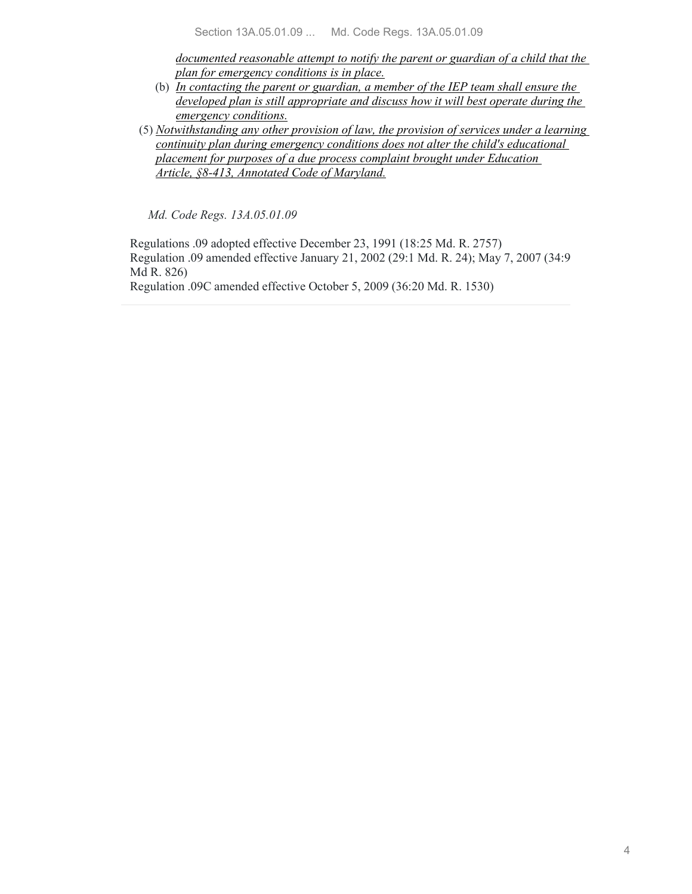*documented reasonable attempt to notify the parent or guardian of a child that the plan for emergency conditions is in place.*

(b) *In contacting the parent or guardian, a member of the IEP team shall ensure the developed plan is still appropriate and discuss how it will best operate during the emergency conditions.*

(5) *Notwithstanding any other provision of law, the provision of services under a learning continuity plan during emergency conditions does not alter the child's educational placement for purposes of a due process complaint brought under Education Article, §8-413, Annotated Code of Maryland.*

*Md. Code Regs. 13A.05.01.09*

Regulations .09 adopted effective December 23, 1991 (18:25 Md. R. 2757)
Regulation .09 amended effective January 21, 2002 (29:1 Md. R. 24); May 7, 2007 (34:9 Md R. 826)
Regulation .09C amended effective October 5, 2009 (36:20 Md. R. 1530)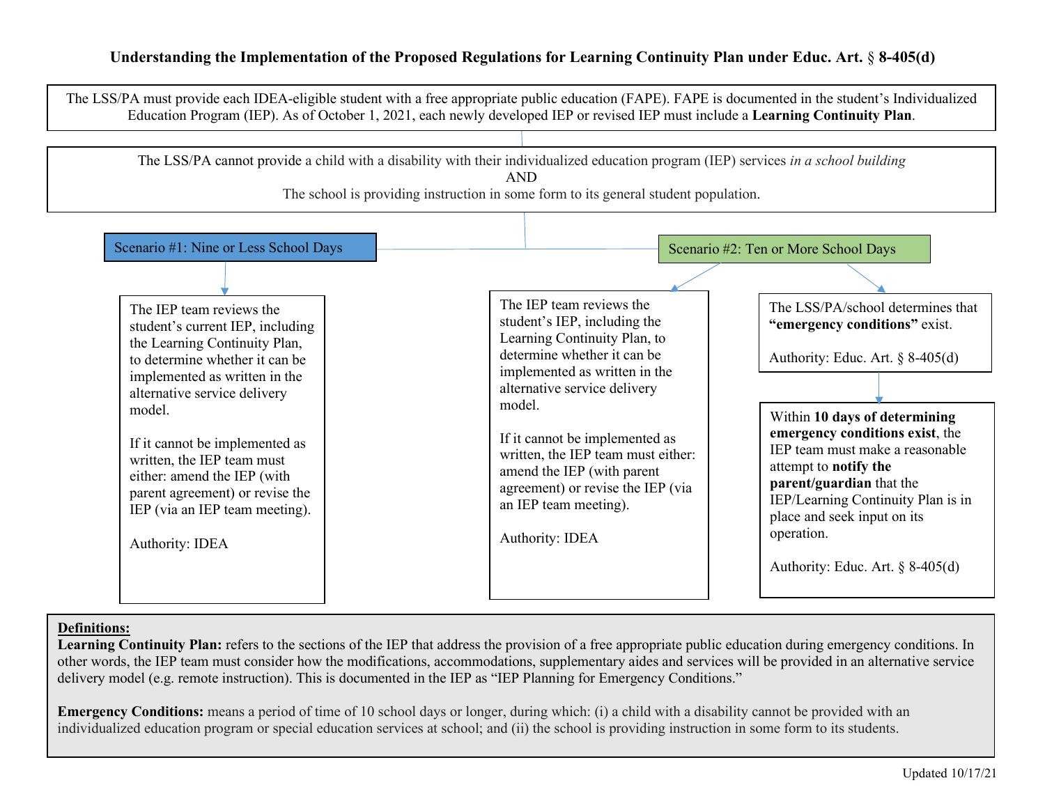# Understanding the Implementation of the Proposed Regulations for Learning Continuity Plan under Educ. Art. § 8-405(d)

The LSS/PA must provide each IDEA-eligible student with a free appropriate public education (FAPE). FAPE is documented in the student's Individualized Education Program (IEP). As of October 1, 2021, each newly developed IEP or revised IEP must include a **Learning Continuity Plan**.

The LSS/PA cannot provide a child with a disability with their individualized education program (IEP) services *in a school building*

AND

The school is providing instruction in some form to its general student population.

## Scenario #1: Nine or Less School Days

The IEP team reviews the student's current IEP, including the Learning Continuity Plan, to determine whether it can be implemented as written in the alternative service delivery model.

If it cannot be implemented as written, the IEP team must either: amend the IEP (with parent agreement) or revise the IEP (via an IEP team meeting).

Authority: IDEA

## Scenario #2: Ten or More School Days

The IEP team reviews the student's IEP, including the Learning Continuity Plan, to determine whether it can be implemented as written in the alternative service delivery model.

If it cannot be implemented as written, the IEP team must either: amend the IEP (with parent agreement) or revise the IEP (via an IEP team meeting).

Authority: IDEA

The LSS/PA/school determines that **"emergency conditions"** exist.

Authority: Educ. Art. § 8-405(d)

Within **10 days of determining emergency conditions exist**, the IEP team must make a reasonable attempt to **notify the parent/guardian** that the IEP/Learning Continuity Plan is in place and seek input on its operation.

Authority: Educ. Art. § 8-405(d)

**Definitions:**

**Learning Continuity Plan:** refers to the sections of the IEP that address the provision of a free appropriate public education during emergency conditions. In other words, the IEP team must consider how the modifications, accommodations, supplementary aides and services will be provided in an alternative service delivery model (e.g. remote instruction). This is documented in the IEP as "IEP Planning for Emergency Conditions."

**Emergency Conditions:** means a period of time of 10 school days or longer, during which: (i) a child with a disability cannot be provided with an individualized education program or special education services at school; and (ii) the school is providing instruction in some form to its students.

Updated 10/17/21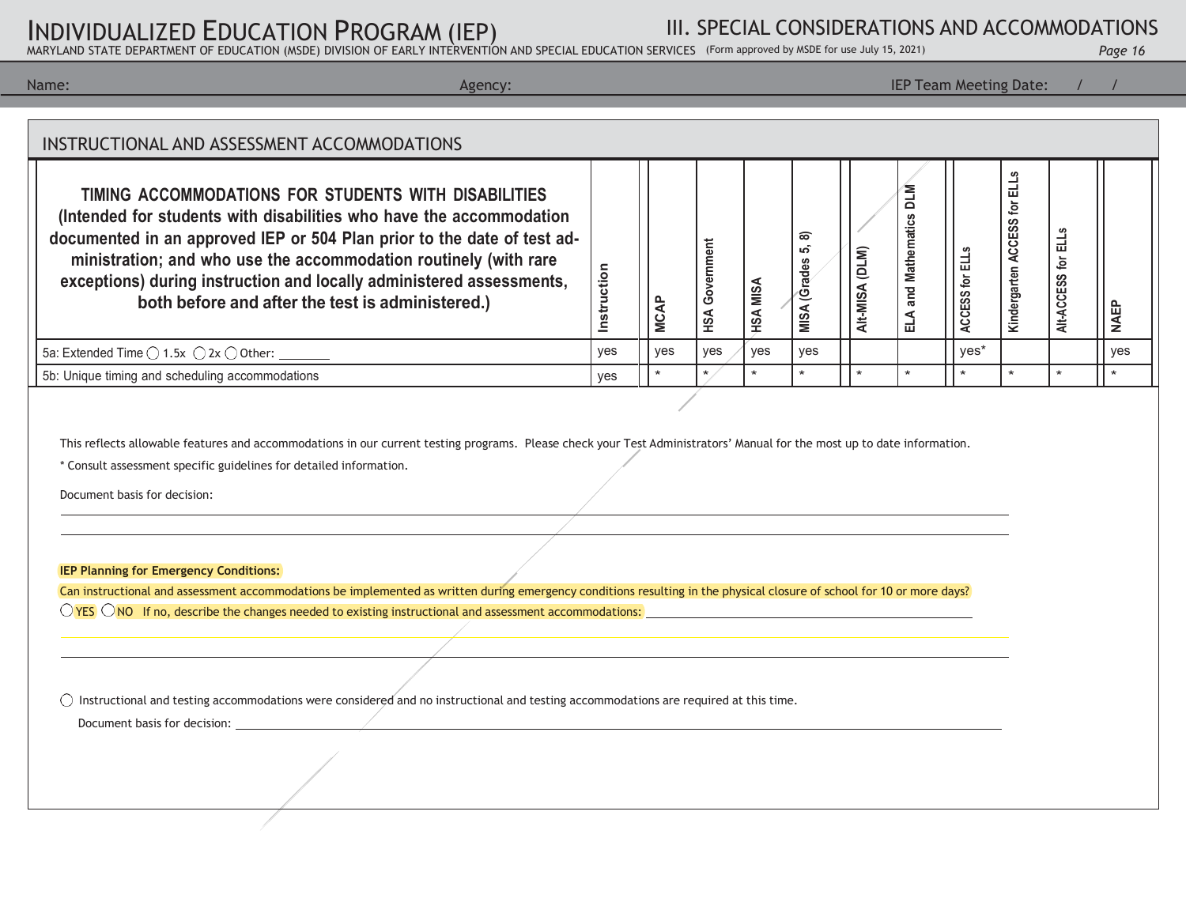# INDIVIDUALIZED EDUCATION PROGRAM (IEP)

MARYLAND STATE DEPARTMENT OF EDUCATION (MSDE) DIVISION OF EARLY INTERVENTION AND SPECIAL EDUCATION SERVICES (Form approved by MSDE for use July 15, 2021)

## III. SPECIAL CONSIDERATIONS AND ACCOMMODATIONS

Name: Agency: IEP Team Meeting Date: / /

### INSTRUCTIONAL AND ASSESSMENT ACCOMMODATIONS

| TIMING ACCOMMODATIONS FOR STUDENTS WITH DISABILITIES (Intended for students with disabilities who have the accommodation documented in an approved IEP or 504 Plan prior to the date of test administration; and who use the accommodation routinely (with rare exceptions) during instruction and locally administered assessments, both before and after the test is administered.) | Instruction | MCAP | HSA Government | HSA MISA | MISA (Grades 5, 8) | Alt-MISA (DLM) | ELA and Mathematics DLM | ACCESS for ELLs | Kindergarten ACCESS for ELLs | Alt-ACCESS for ELLs | NAEP |
|---|---|---|---|---|---|---|---|---|---|---|---|
| 5a: Extended Time ◯ 1.5x ◯ 2x ◯ Other: ________ | yes | yes | yes | yes | yes | | | yes* | | | yes |
| 5b: Unique timing and scheduling accommodations | yes | * | * | * | * | * | * | * | * | * | * |

This reflects allowable features and accommodations in our current testing programs. Please check your Test Administrators' Manual for the most up to date information.

* Consult assessment specific guidelines for detailed information.

Document basis for decision:

**IEP Planning for Emergency Conditions:**

Can instructional and assessment accommodations be implemented as written during emergency conditions resulting in the physical closure of school for 10 or more days?

◯ YES ◯ NO If no, describe the changes needed to existing instructional and assessment accommodations:

◯ Instructional and testing accommodations were considered and no instructional and testing accommodations are required at this time.

Document basis for decision: